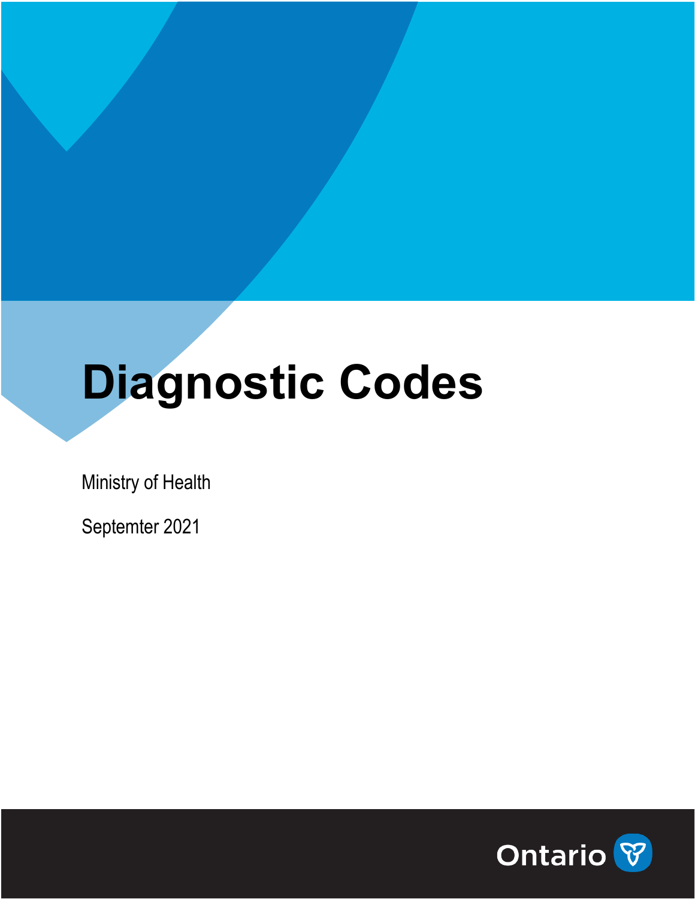# Diagnostic Codes

Ministry of Health

Septemter 2021

Ontario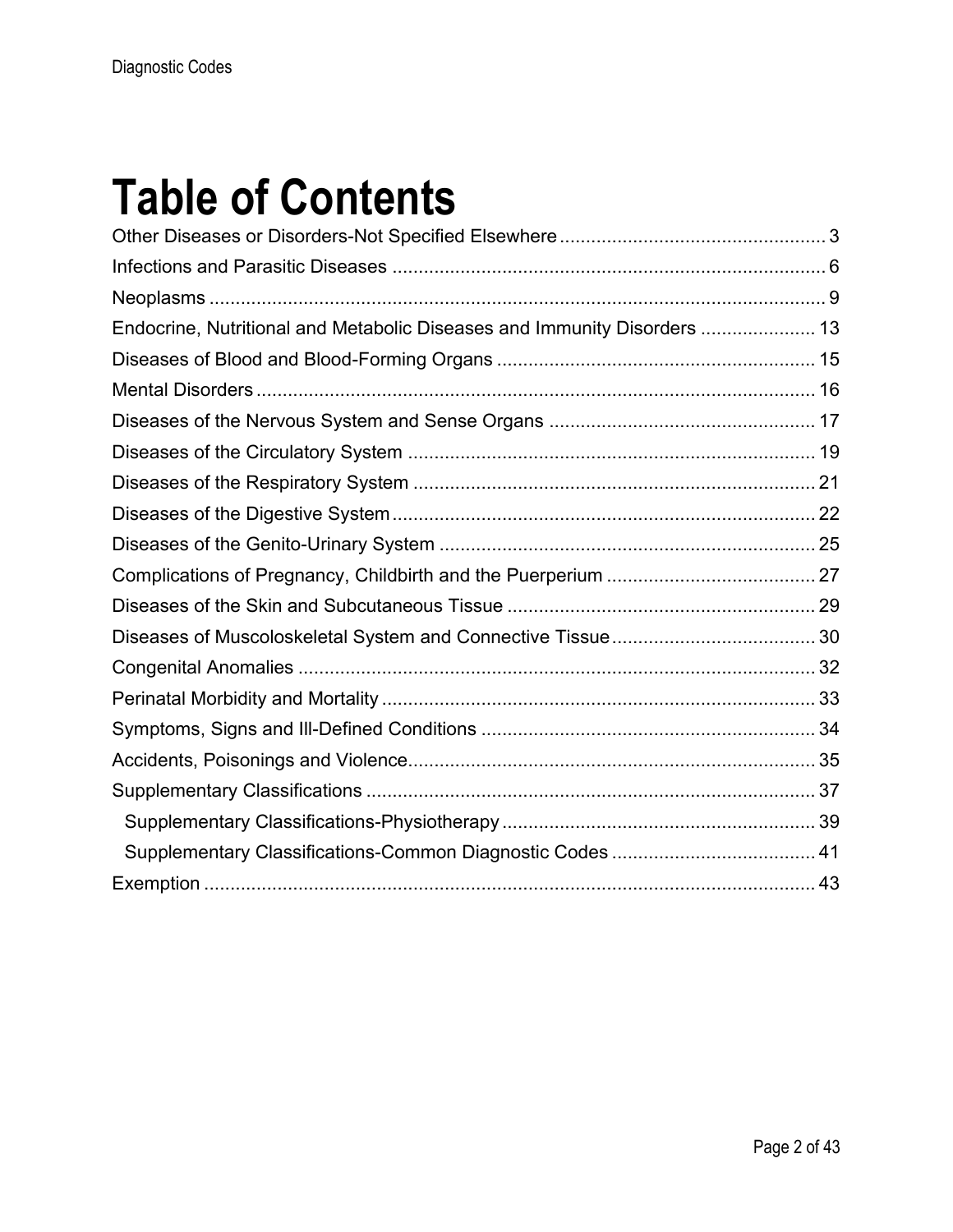# Table of Contents

Other Diseases or Disorders-Not Specified Elsewhere ..... 3
Infections and Parasitic Diseases ..... 6
Neoplasms ..... 9
Endocrine, Nutritional and Metabolic Diseases and Immunity Disorders ..... 13
Diseases of Blood and Blood-Forming Organs ..... 15
Mental Disorders ..... 16
Diseases of the Nervous System and Sense Organs ..... 17
Diseases of the Circulatory System ..... 19
Diseases of the Respiratory System ..... 21
Diseases of the Digestive System ..... 22
Diseases of the Genito-Urinary System ..... 25
Complications of Pregnancy, Childbirth and the Puerperium ..... 27
Diseases of the Skin and Subcutaneous Tissue ..... 29
Diseases of Muscoloskeletal System and Connective Tissue ..... 30
Congenital Anomalies ..... 32
Perinatal Morbidity and Mortality ..... 33
Symptoms, Signs and Ill-Defined Conditions ..... 34
Accidents, Poisonings and Violence ..... 35
Supplementary Classifications ..... 37
- Supplementary Classifications-Physiotherapy ..... 39
- Supplementary Classifications-Common Diagnostic Codes ..... 41

Exemption ..... 43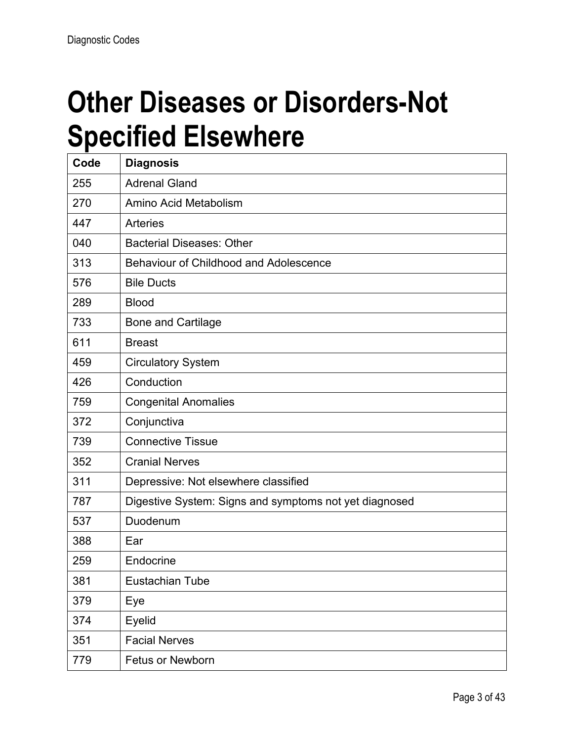# Other Diseases or Disorders-Not Specified Elsewhere

| Code | Diagnosis |
| --- | --- |
| 255 | Adrenal Gland |
| 270 | Amino Acid Metabolism |
| 447 | Arteries |
| 040 | Bacterial Diseases: Other |
| 313 | Behaviour of Childhood and Adolescence |
| 576 | Bile Ducts |
| 289 | Blood |
| 733 | Bone and Cartilage |
| 611 | Breast |
| 459 | Circulatory System |
| 426 | Conduction |
| 759 | Congenital Anomalies |
| 372 | Conjunctiva |
| 739 | Connective Tissue |
| 352 | Cranial Nerves |
| 311 | Depressive: Not elsewhere classified |
| 787 | Digestive System: Signs and symptoms not yet diagnosed |
| 537 | Duodenum |
| 388 | Ear |
| 259 | Endocrine |
| 381 | Eustachian Tube |
| 379 | Eye |
| 374 | Eyelid |
| 351 | Facial Nerves |
| 779 | Fetus or Newborn |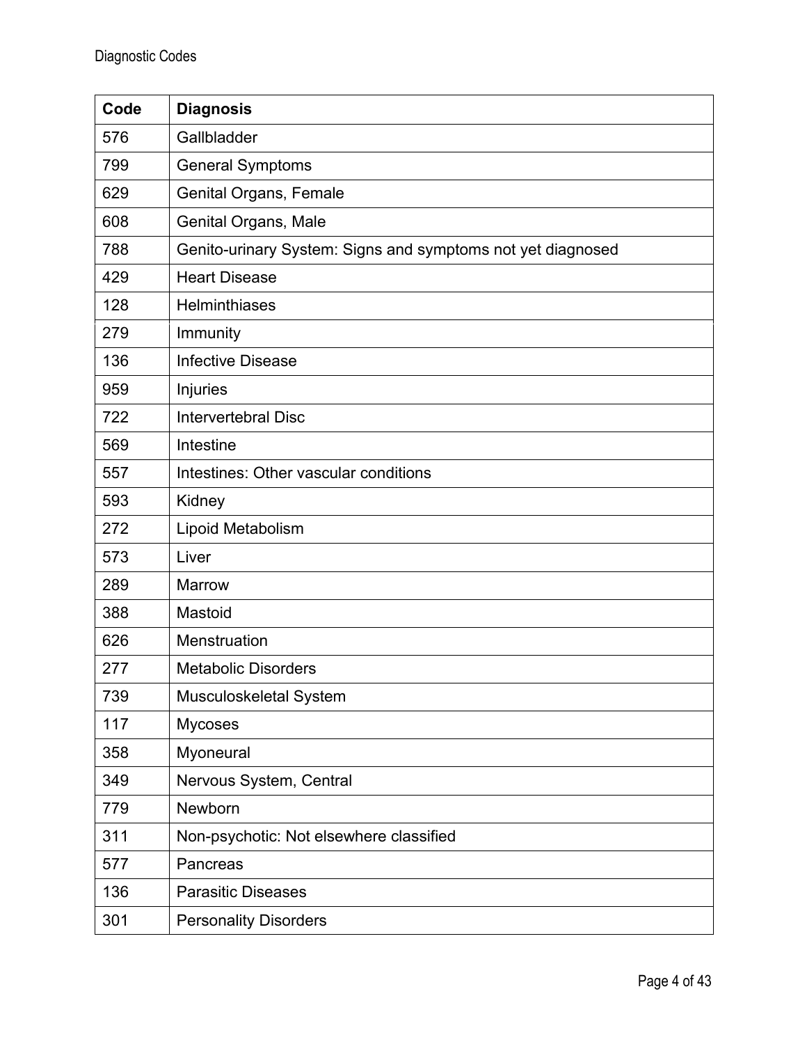| Code | Diagnosis |
| --- | --- |
| 576 | Gallbladder |
| 799 | General Symptoms |
| 629 | Genital Organs, Female |
| 608 | Genital Organs, Male |
| 788 | Genito-urinary System: Signs and symptoms not yet diagnosed |
| 429 | Heart Disease |
| 128 | Helminthiases |
| 279 | Immunity |
| 136 | Infective Disease |
| 959 | Injuries |
| 722 | Intervertebral Disc |
| 569 | Intestine |
| 557 | Intestines: Other vascular conditions |
| 593 | Kidney |
| 272 | Lipoid Metabolism |
| 573 | Liver |
| 289 | Marrow |
| 388 | Mastoid |
| 626 | Menstruation |
| 277 | Metabolic Disorders |
| 739 | Musculoskeletal System |
| 117 | Mycoses |
| 358 | Myoneural |
| 349 | Nervous System, Central |
| 779 | Newborn |
| 311 | Non-psychotic: Not elsewhere classified |
| 577 | Pancreas |
| 136 | Parasitic Diseases |
| 301 | Personality Disorders |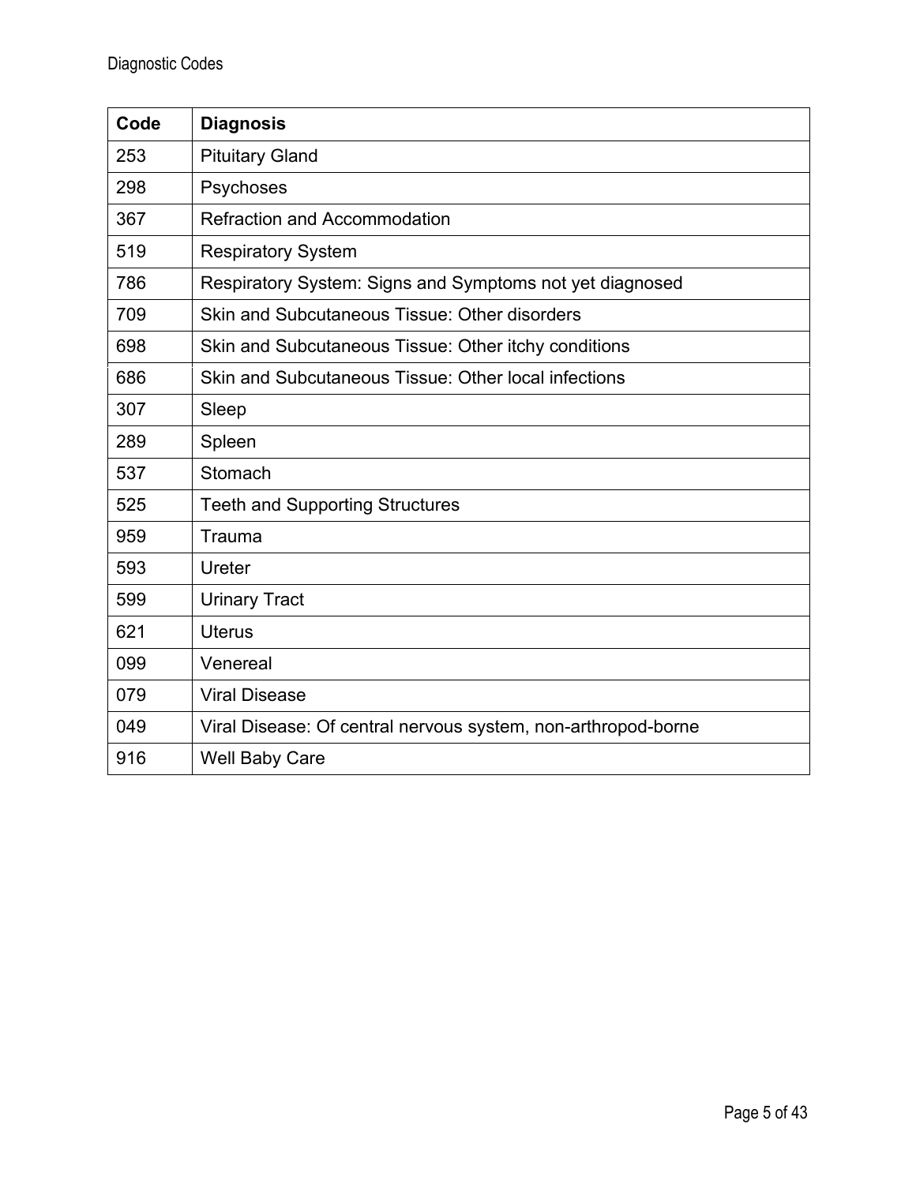| Code | Diagnosis |
| --- | --- |
| 253 | Pituitary Gland |
| 298 | Psychoses |
| 367 | Refraction and Accommodation |
| 519 | Respiratory System |
| 786 | Respiratory System: Signs and Symptoms not yet diagnosed |
| 709 | Skin and Subcutaneous Tissue: Other disorders |
| 698 | Skin and Subcutaneous Tissue: Other itchy conditions |
| 686 | Skin and Subcutaneous Tissue: Other local infections |
| 307 | Sleep |
| 289 | Spleen |
| 537 | Stomach |
| 525 | Teeth and Supporting Structures |
| 959 | Trauma |
| 593 | Ureter |
| 599 | Urinary Tract |
| 621 | Uterus |
| 099 | Venereal |
| 079 | Viral Disease |
| 049 | Viral Disease: Of central nervous system, non-arthropod-borne |
| 916 | Well Baby Care |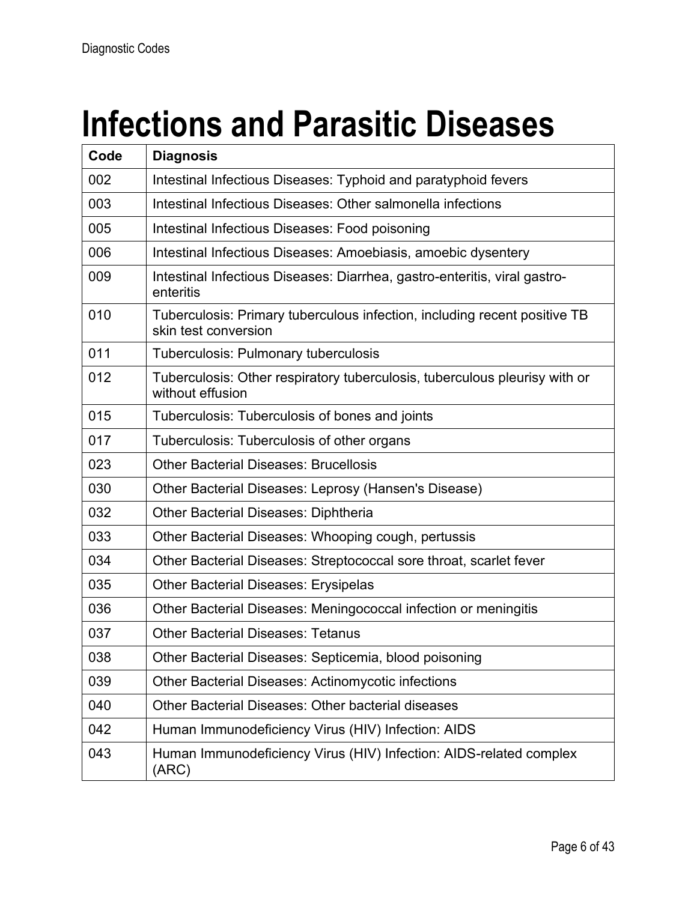# Infections and Parasitic Diseases

| Code | Diagnosis |
| --- | --- |
| 002 | Intestinal Infectious Diseases: Typhoid and paratyphoid fevers |
| 003 | Intestinal Infectious Diseases: Other salmonella infections |
| 005 | Intestinal Infectious Diseases: Food poisoning |
| 006 | Intestinal Infectious Diseases: Amoebiasis, amoebic dysentery |
| 009 | Intestinal Infectious Diseases: Diarrhea, gastro-enteritis, viral gastro-enteritis |
| 010 | Tuberculosis: Primary tuberculous infection, including recent positive TB skin test conversion |
| 011 | Tuberculosis: Pulmonary tuberculosis |
| 012 | Tuberculosis: Other respiratory tuberculosis, tuberculous pleurisy with or without effusion |
| 015 | Tuberculosis: Tuberculosis of bones and joints |
| 017 | Tuberculosis: Tuberculosis of other organs |
| 023 | Other Bacterial Diseases: Brucellosis |
| 030 | Other Bacterial Diseases: Leprosy (Hansen's Disease) |
| 032 | Other Bacterial Diseases: Diphtheria |
| 033 | Other Bacterial Diseases: Whooping cough, pertussis |
| 034 | Other Bacterial Diseases: Streptococcal sore throat, scarlet fever |
| 035 | Other Bacterial Diseases: Erysipelas |
| 036 | Other Bacterial Diseases: Meningococcal infection or meningitis |
| 037 | Other Bacterial Diseases: Tetanus |
| 038 | Other Bacterial Diseases: Septicemia, blood poisoning |
| 039 | Other Bacterial Diseases: Actinomycotic infections |
| 040 | Other Bacterial Diseases: Other bacterial diseases |
| 042 | Human Immunodeficiency Virus (HIV) Infection: AIDS |
| 043 | Human Immunodeficiency Virus (HIV) Infection: AIDS-related complex (ARC) |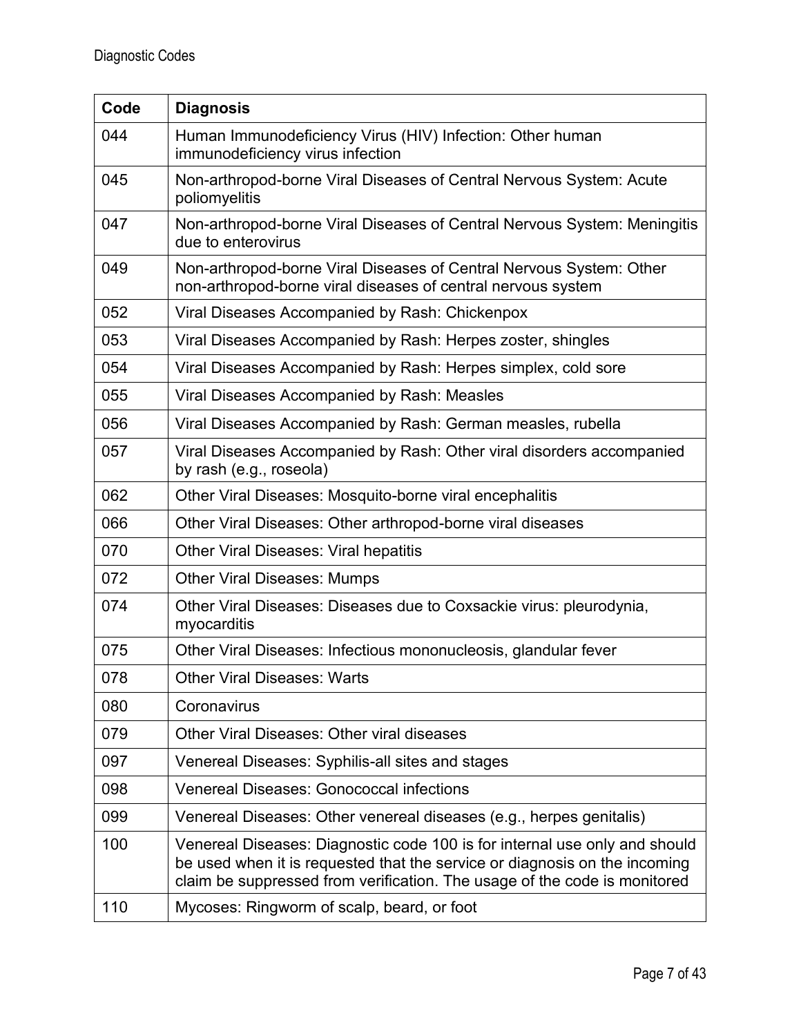| Code | Diagnosis |
| --- | --- |
| 044 | Human Immunodeficiency Virus (HIV) Infection: Other human immunodeficiency virus infection |
| 045 | Non-arthropod-borne Viral Diseases of Central Nervous System: Acute poliomyelitis |
| 047 | Non-arthropod-borne Viral Diseases of Central Nervous System: Meningitis due to enterovirus |
| 049 | Non-arthropod-borne Viral Diseases of Central Nervous System: Other non-arthropod-borne viral diseases of central nervous system |
| 052 | Viral Diseases Accompanied by Rash: Chickenpox |
| 053 | Viral Diseases Accompanied by Rash: Herpes zoster, shingles |
| 054 | Viral Diseases Accompanied by Rash: Herpes simplex, cold sore |
| 055 | Viral Diseases Accompanied by Rash: Measles |
| 056 | Viral Diseases Accompanied by Rash: German measles, rubella |
| 057 | Viral Diseases Accompanied by Rash: Other viral disorders accompanied by rash (e.g., roseola) |
| 062 | Other Viral Diseases: Mosquito-borne viral encephalitis |
| 066 | Other Viral Diseases: Other arthropod-borne viral diseases |
| 070 | Other Viral Diseases: Viral hepatitis |
| 072 | Other Viral Diseases: Mumps |
| 074 | Other Viral Diseases: Diseases due to Coxsackie virus: pleurodynia, myocarditis |
| 075 | Other Viral Diseases: Infectious mononucleosis, glandular fever |
| 078 | Other Viral Diseases: Warts |
| 080 | Coronavirus |
| 079 | Other Viral Diseases: Other viral diseases |
| 097 | Venereal Diseases: Syphilis-all sites and stages |
| 098 | Venereal Diseases: Gonococcal infections |
| 099 | Venereal Diseases: Other venereal diseases (e.g., herpes genitalis) |
| 100 | Venereal Diseases: Diagnostic code 100 is for internal use only and should be used when it is requested that the service or diagnosis on the incoming claim be suppressed from verification. The usage of the code is monitored |
| 110 | Mycoses: Ringworm of scalp, beard, or foot |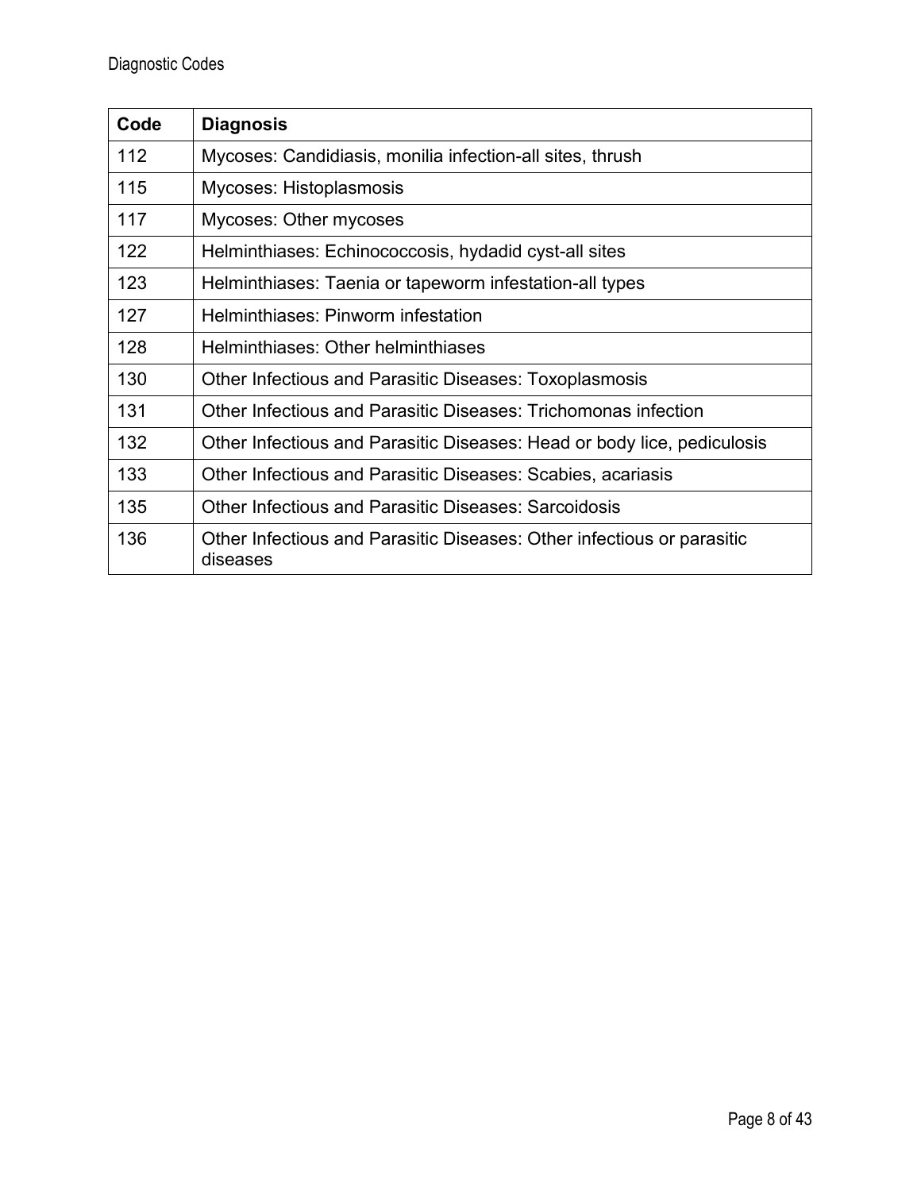| Code | Diagnosis |
| --- | --- |
| 112 | Mycoses: Candidiasis, monilia infection-all sites, thrush |
| 115 | Mycoses: Histoplasmosis |
| 117 | Mycoses: Other mycoses |
| 122 | Helminthiases: Echinococcosis, hydadid cyst-all sites |
| 123 | Helminthiases: Taenia or tapeworm infestation-all types |
| 127 | Helminthiases: Pinworm infestation |
| 128 | Helminthiases: Other helminthiases |
| 130 | Other Infectious and Parasitic Diseases: Toxoplasmosis |
| 131 | Other Infectious and Parasitic Diseases: Trichomonas infection |
| 132 | Other Infectious and Parasitic Diseases: Head or body lice, pediculosis |
| 133 | Other Infectious and Parasitic Diseases: Scabies, acariasis |
| 135 | Other Infectious and Parasitic Diseases: Sarcoidosis |
| 136 | Other Infectious and Parasitic Diseases: Other infectious or parasitic diseases |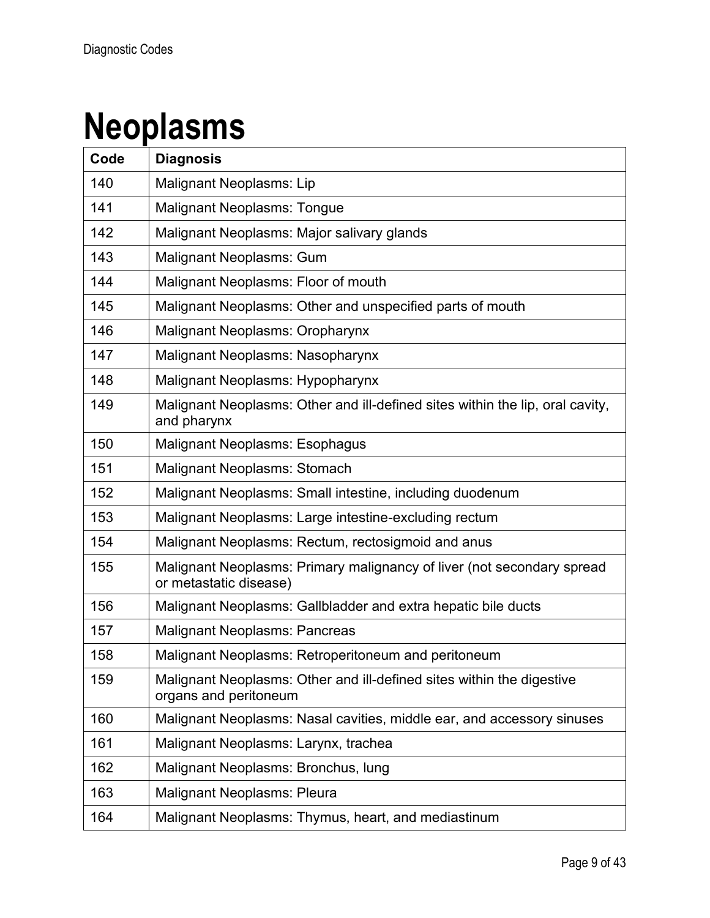# Neoplasms

| Code | Diagnosis |
| --- | --- |
| 140 | Malignant Neoplasms: Lip |
| 141 | Malignant Neoplasms: Tongue |
| 142 | Malignant Neoplasms: Major salivary glands |
| 143 | Malignant Neoplasms: Gum |
| 144 | Malignant Neoplasms: Floor of mouth |
| 145 | Malignant Neoplasms: Other and unspecified parts of mouth |
| 146 | Malignant Neoplasms: Oropharynx |
| 147 | Malignant Neoplasms: Nasopharynx |
| 148 | Malignant Neoplasms: Hypopharynx |
| 149 | Malignant Neoplasms: Other and ill-defined sites within the lip, oral cavity, and pharynx |
| 150 | Malignant Neoplasms: Esophagus |
| 151 | Malignant Neoplasms: Stomach |
| 152 | Malignant Neoplasms: Small intestine, including duodenum |
| 153 | Malignant Neoplasms: Large intestine-excluding rectum |
| 154 | Malignant Neoplasms: Rectum, rectosigmoid and anus |
| 155 | Malignant Neoplasms: Primary malignancy of liver (not secondary spread or metastatic disease) |
| 156 | Malignant Neoplasms: Gallbladder and extra hepatic bile ducts |
| 157 | Malignant Neoplasms: Pancreas |
| 158 | Malignant Neoplasms: Retroperitoneum and peritoneum |
| 159 | Malignant Neoplasms: Other and ill-defined sites within the digestive organs and peritoneum |
| 160 | Malignant Neoplasms: Nasal cavities, middle ear, and accessory sinuses |
| 161 | Malignant Neoplasms: Larynx, trachea |
| 162 | Malignant Neoplasms: Bronchus, lung |
| 163 | Malignant Neoplasms: Pleura |
| 164 | Malignant Neoplasms: Thymus, heart, and mediastinum |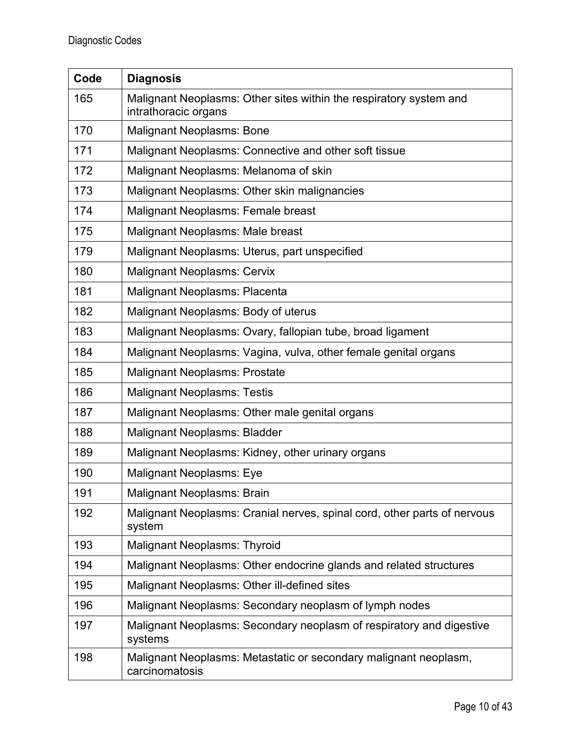| Code | Diagnosis |
|---|---|
| 165 | Malignant Neoplasms: Other sites within the respiratory system and intrathoracic organs |
| 170 | Malignant Neoplasms: Bone |
| 171 | Malignant Neoplasms: Connective and other soft tissue |
| 172 | Malignant Neoplasms: Melanoma of skin |
| 173 | Malignant Neoplasms: Other skin malignancies |
| 174 | Malignant Neoplasms: Female breast |
| 175 | Malignant Neoplasms: Male breast |
| 179 | Malignant Neoplasms: Uterus, part unspecified |
| 180 | Malignant Neoplasms: Cervix |
| 181 | Malignant Neoplasms: Placenta |
| 182 | Malignant Neoplasms: Body of uterus |
| 183 | Malignant Neoplasms: Ovary, fallopian tube, broad ligament |
| 184 | Malignant Neoplasms: Vagina, vulva, other female genital organs |
| 185 | Malignant Neoplasms: Prostate |
| 186 | Malignant Neoplasms: Testis |
| 187 | Malignant Neoplasms: Other male genital organs |
| 188 | Malignant Neoplasms: Bladder |
| 189 | Malignant Neoplasms: Kidney, other urinary organs |
| 190 | Malignant Neoplasms: Eye |
| 191 | Malignant Neoplasms: Brain |
| 192 | Malignant Neoplasms: Cranial nerves, spinal cord, other parts of nervous system |
| 193 | Malignant Neoplasms: Thyroid |
| 194 | Malignant Neoplasms: Other endocrine glands and related structures |
| 195 | Malignant Neoplasms: Other ill-defined sites |
| 196 | Malignant Neoplasms: Secondary neoplasm of lymph nodes |
| 197 | Malignant Neoplasms: Secondary neoplasm of respiratory and digestive systems |
| 198 | Malignant Neoplasms: Metastatic or secondary malignant neoplasm, carcinomatosis |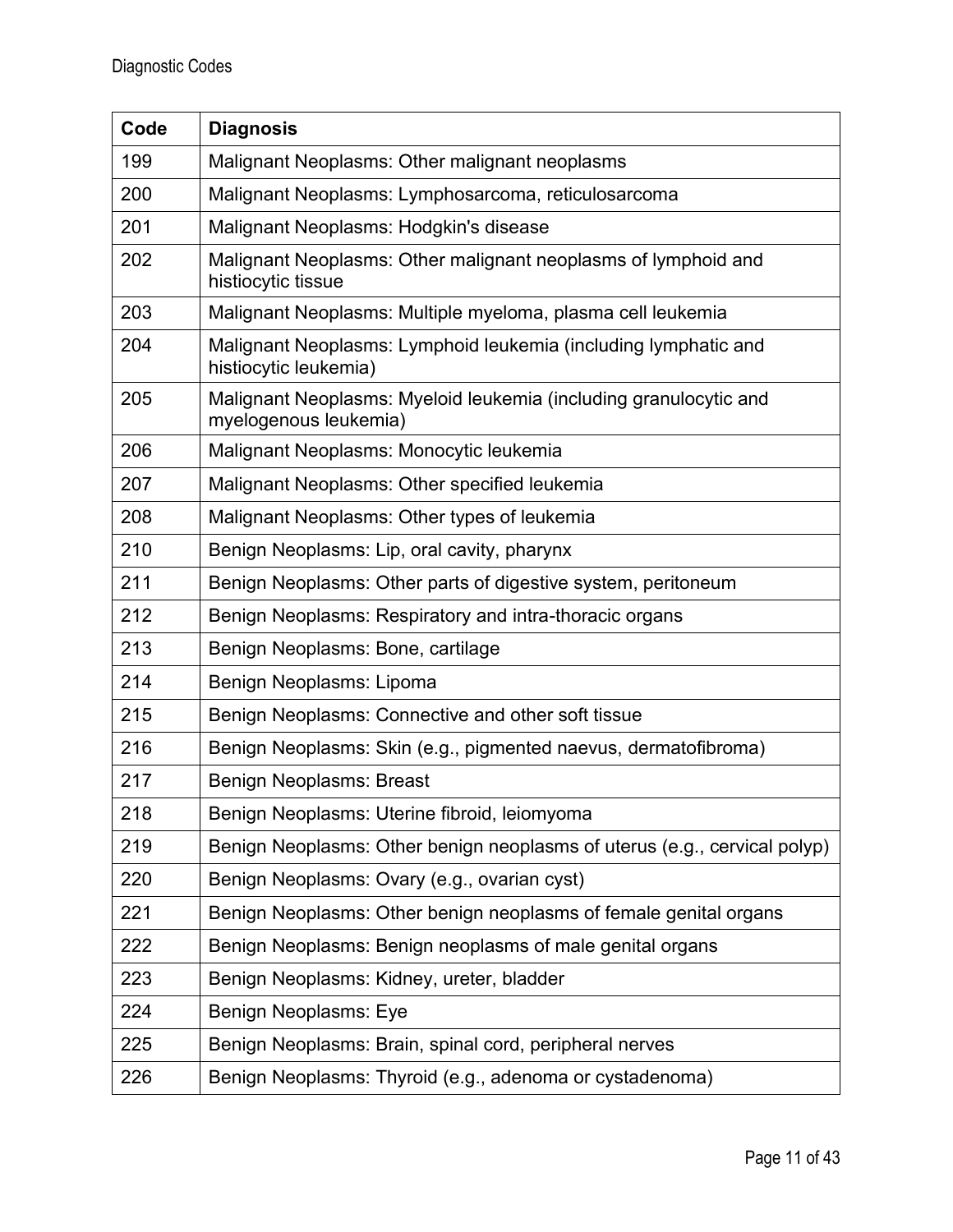| Code | Diagnosis |
|---|---|
| 199 | Malignant Neoplasms: Other malignant neoplasms |
| 200 | Malignant Neoplasms: Lymphosarcoma, reticulosarcoma |
| 201 | Malignant Neoplasms: Hodgkin's disease |
| 202 | Malignant Neoplasms: Other malignant neoplasms of lymphoid and histiocytic tissue |
| 203 | Malignant Neoplasms: Multiple myeloma, plasma cell leukemia |
| 204 | Malignant Neoplasms: Lymphoid leukemia (including lymphatic and histiocytic leukemia) |
| 205 | Malignant Neoplasms: Myeloid leukemia (including granulocytic and myelogenous leukemia) |
| 206 | Malignant Neoplasms: Monocytic leukemia |
| 207 | Malignant Neoplasms: Other specified leukemia |
| 208 | Malignant Neoplasms: Other types of leukemia |
| 210 | Benign Neoplasms: Lip, oral cavity, pharynx |
| 211 | Benign Neoplasms: Other parts of digestive system, peritoneum |
| 212 | Benign Neoplasms: Respiratory and intra-thoracic organs |
| 213 | Benign Neoplasms: Bone, cartilage |
| 214 | Benign Neoplasms: Lipoma |
| 215 | Benign Neoplasms: Connective and other soft tissue |
| 216 | Benign Neoplasms: Skin (e.g., pigmented naevus, dermatofibroma) |
| 217 | Benign Neoplasms: Breast |
| 218 | Benign Neoplasms: Uterine fibroid, leiomyoma |
| 219 | Benign Neoplasms: Other benign neoplasms of uterus (e.g., cervical polyp) |
| 220 | Benign Neoplasms: Ovary (e.g., ovarian cyst) |
| 221 | Benign Neoplasms: Other benign neoplasms of female genital organs |
| 222 | Benign Neoplasms: Benign neoplasms of male genital organs |
| 223 | Benign Neoplasms: Kidney, ureter, bladder |
| 224 | Benign Neoplasms: Eye |
| 225 | Benign Neoplasms: Brain, spinal cord, peripheral nerves |
| 226 | Benign Neoplasms: Thyroid (e.g., adenoma or cystadenoma) |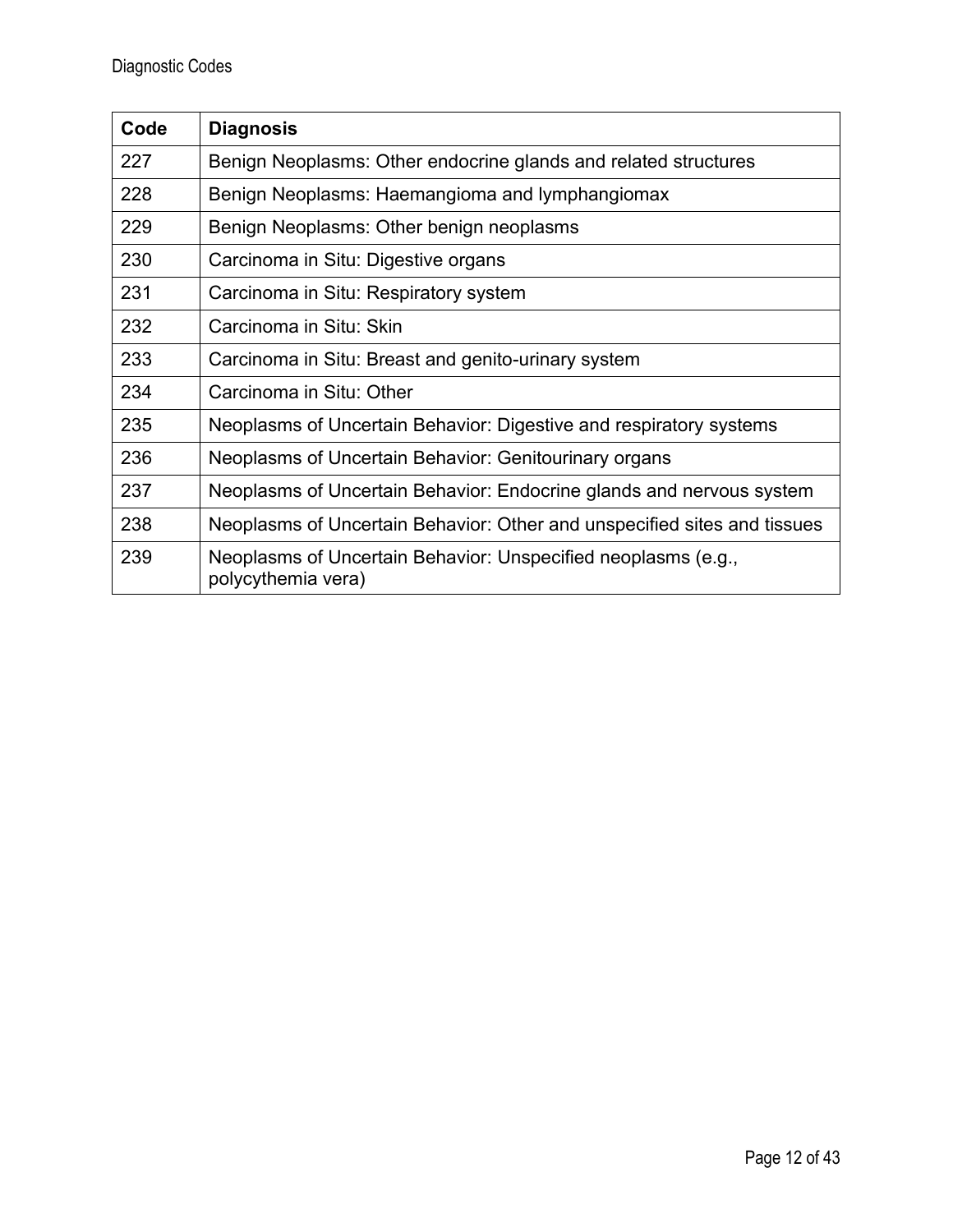| Code | Diagnosis |
|---|---|
| 227 | Benign Neoplasms: Other endocrine glands and related structures |
| 228 | Benign Neoplasms: Haemangioma and lymphangiomax |
| 229 | Benign Neoplasms: Other benign neoplasms |
| 230 | Carcinoma in Situ: Digestive organs |
| 231 | Carcinoma in Situ: Respiratory system |
| 232 | Carcinoma in Situ: Skin |
| 233 | Carcinoma in Situ: Breast and genito-urinary system |
| 234 | Carcinoma in Situ: Other |
| 235 | Neoplasms of Uncertain Behavior: Digestive and respiratory systems |
| 236 | Neoplasms of Uncertain Behavior: Genitourinary organs |
| 237 | Neoplasms of Uncertain Behavior: Endocrine glands and nervous system |
| 238 | Neoplasms of Uncertain Behavior: Other and unspecified sites and tissues |
| 239 | Neoplasms of Uncertain Behavior: Unspecified neoplasms (e.g., polycythemia vera) |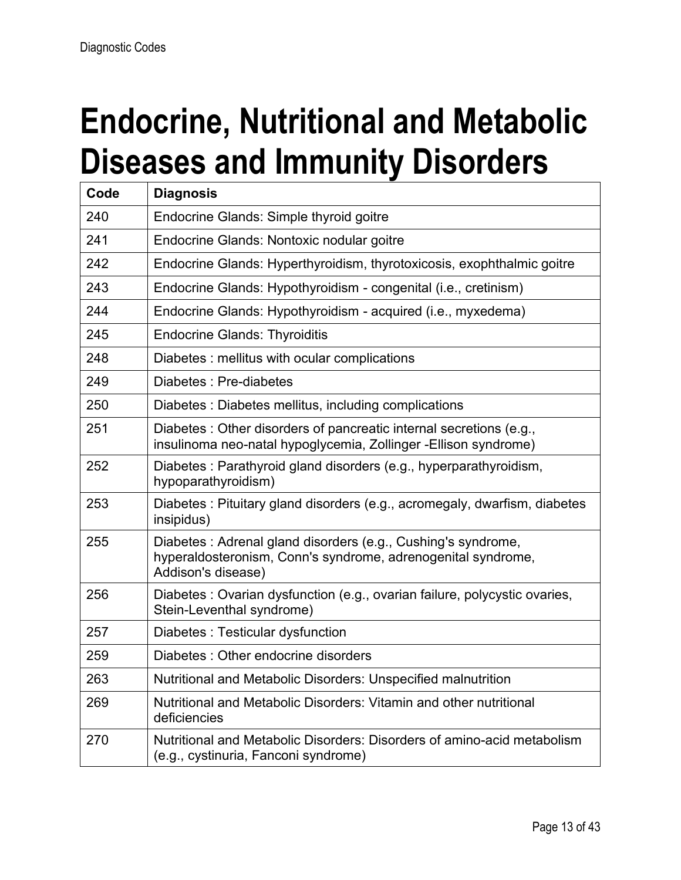# Endocrine, Nutritional and Metabolic Diseases and Immunity Disorders

| Code | Diagnosis |
|---|---|
| 240 | Endocrine Glands: Simple thyroid goitre |
| 241 | Endocrine Glands: Nontoxic nodular goitre |
| 242 | Endocrine Glands: Hyperthyroidism, thyrotoxicosis, exophthalmic goitre |
| 243 | Endocrine Glands: Hypothyroidism - congenital (i.e., cretinism) |
| 244 | Endocrine Glands: Hypothyroidism - acquired (i.e., myxedema) |
| 245 | Endocrine Glands: Thyroiditis |
| 248 | Diabetes : mellitus with ocular complications |
| 249 | Diabetes : Pre-diabetes |
| 250 | Diabetes : Diabetes mellitus, including complications |
| 251 | Diabetes : Other disorders of pancreatic internal secretions (e.g., insulinoma neo-natal hypoglycemia, Zollinger -Ellison syndrome) |
| 252 | Diabetes : Parathyroid gland disorders (e.g., hyperparathyroidism, hypoparathyroidism) |
| 253 | Diabetes : Pituitary gland disorders (e.g., acromegaly, dwarfism, diabetes insipidus) |
| 255 | Diabetes : Adrenal gland disorders (e.g., Cushing's syndrome, hyperaldosteronism, Conn's syndrome, adrenogenital syndrome, Addison's disease) |
| 256 | Diabetes : Ovarian dysfunction (e.g., ovarian failure, polycystic ovaries, Stein-Leventhal syndrome) |
| 257 | Diabetes : Testicular dysfunction |
| 259 | Diabetes : Other endocrine disorders |
| 263 | Nutritional and Metabolic Disorders: Unspecified malnutrition |
| 269 | Nutritional and Metabolic Disorders: Vitamin and other nutritional deficiencies |
| 270 | Nutritional and Metabolic Disorders: Disorders of amino-acid metabolism (e.g., cystinuria, Fanconi syndrome) |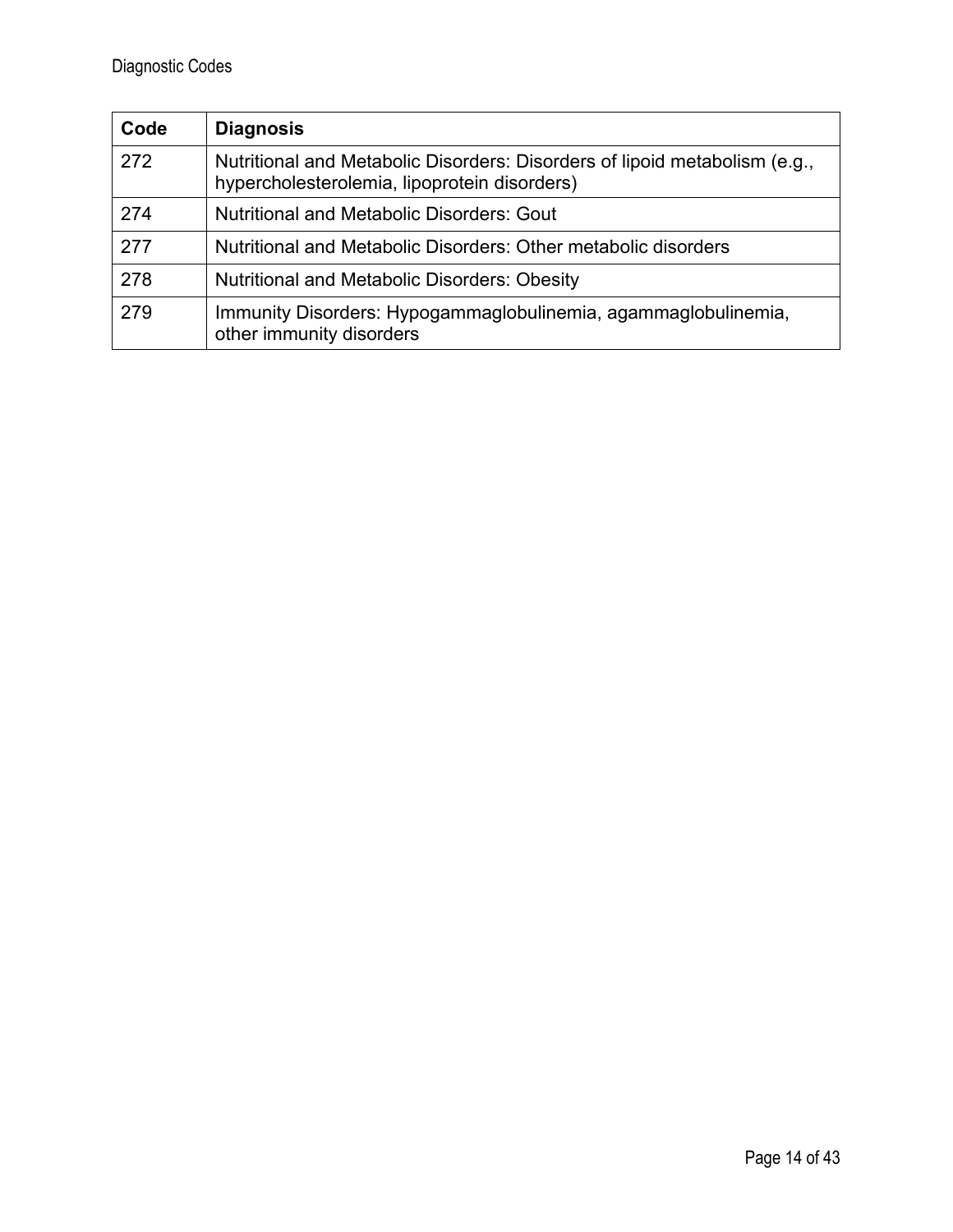| Code | Diagnosis |
| --- | --- |
| 272 | Nutritional and Metabolic Disorders: Disorders of lipoid metabolism (e.g., hypercholesterolemia, lipoprotein disorders) |
| 274 | Nutritional and Metabolic Disorders: Gout |
| 277 | Nutritional and Metabolic Disorders: Other metabolic disorders |
| 278 | Nutritional and Metabolic Disorders: Obesity |
| 279 | Immunity Disorders: Hypogammaglobulinemia, agammaglobulinemia, other immunity disorders |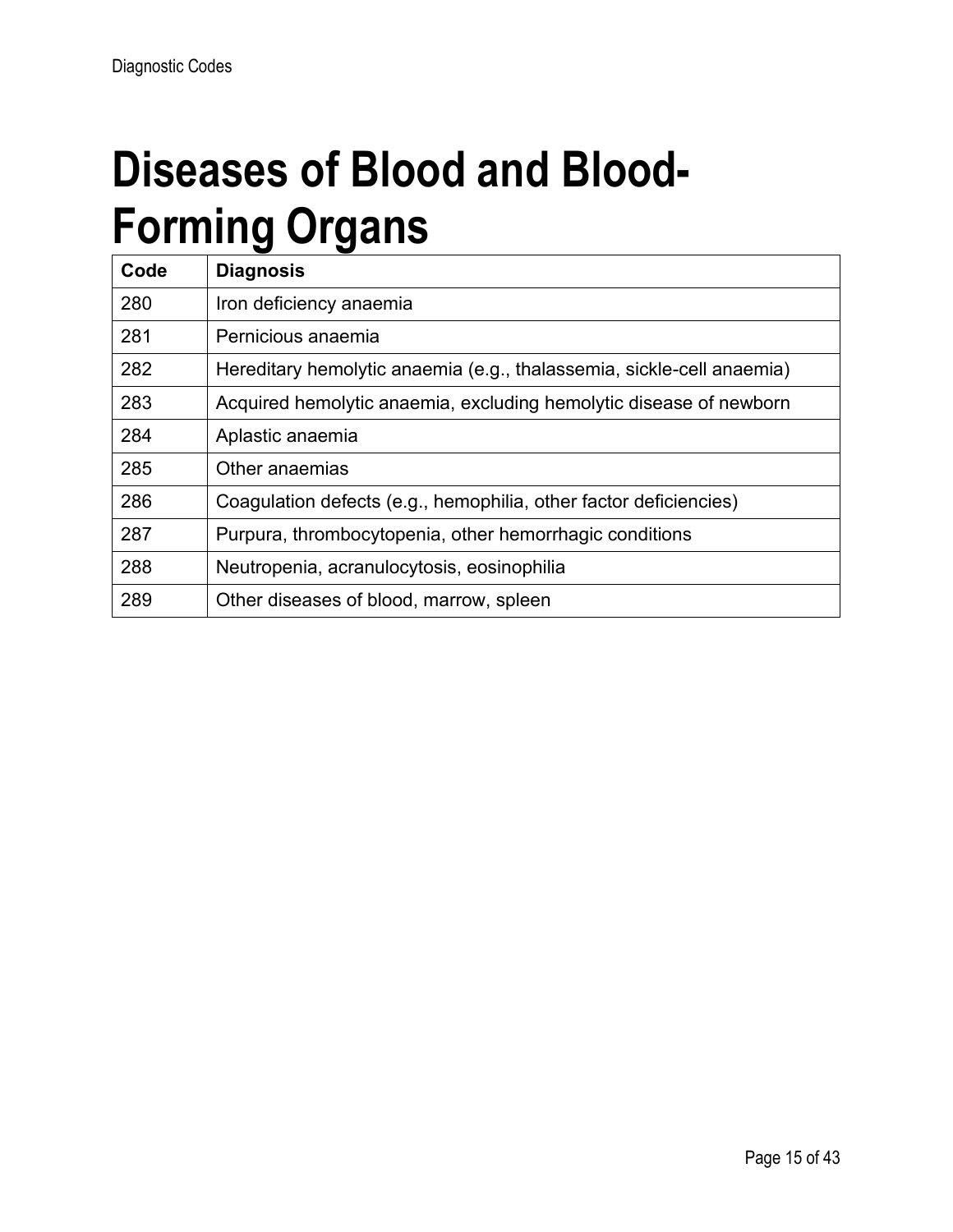# Diseases of Blood and Blood-Forming Organs

| Code | Diagnosis |
|---|---|
| 280 | Iron deficiency anaemia |
| 281 | Pernicious anaemia |
| 282 | Hereditary hemolytic anaemia (e.g., thalassemia, sickle-cell anaemia) |
| 283 | Acquired hemolytic anaemia, excluding hemolytic disease of newborn |
| 284 | Aplastic anaemia |
| 285 | Other anaemias |
| 286 | Coagulation defects (e.g., hemophilia, other factor deficiencies) |
| 287 | Purpura, thrombocytopenia, other hemorrhagic conditions |
| 288 | Neutropenia, acranulocytosis, eosinophilia |
| 289 | Other diseases of blood, marrow, spleen |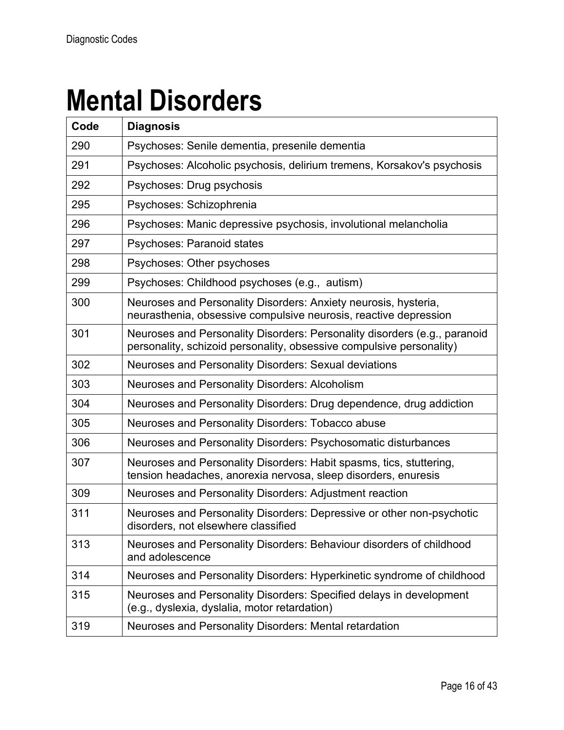# Mental Disorders

| Code | Diagnosis |
|---|---|
| 290 | Psychoses: Senile dementia, presenile dementia |
| 291 | Psychoses: Alcoholic psychosis, delirium tremens, Korsakov's psychosis |
| 292 | Psychoses: Drug psychosis |
| 295 | Psychoses: Schizophrenia |
| 296 | Psychoses: Manic depressive psychosis, involutional melancholia |
| 297 | Psychoses: Paranoid states |
| 298 | Psychoses: Other psychoses |
| 299 | Psychoses: Childhood psychoses (e.g., autism) |
| 300 | Neuroses and Personality Disorders: Anxiety neurosis, hysteria, neurasthenia, obsessive compulsive neurosis, reactive depression |
| 301 | Neuroses and Personality Disorders: Personality disorders (e.g., paranoid personality, schizoid personality, obsessive compulsive personality) |
| 302 | Neuroses and Personality Disorders: Sexual deviations |
| 303 | Neuroses and Personality Disorders: Alcoholism |
| 304 | Neuroses and Personality Disorders: Drug dependence, drug addiction |
| 305 | Neuroses and Personality Disorders: Tobacco abuse |
| 306 | Neuroses and Personality Disorders: Psychosomatic disturbances |
| 307 | Neuroses and Personality Disorders: Habit spasms, tics, stuttering, tension headaches, anorexia nervosa, sleep disorders, enuresis |
| 309 | Neuroses and Personality Disorders: Adjustment reaction |
| 311 | Neuroses and Personality Disorders: Depressive or other non-psychotic disorders, not elsewhere classified |
| 313 | Neuroses and Personality Disorders: Behaviour disorders of childhood and adolescence |
| 314 | Neuroses and Personality Disorders: Hyperkinetic syndrome of childhood |
| 315 | Neuroses and Personality Disorders: Specified delays in development (e.g., dyslexia, dyslalia, motor retardation) |
| 319 | Neuroses and Personality Disorders: Mental retardation |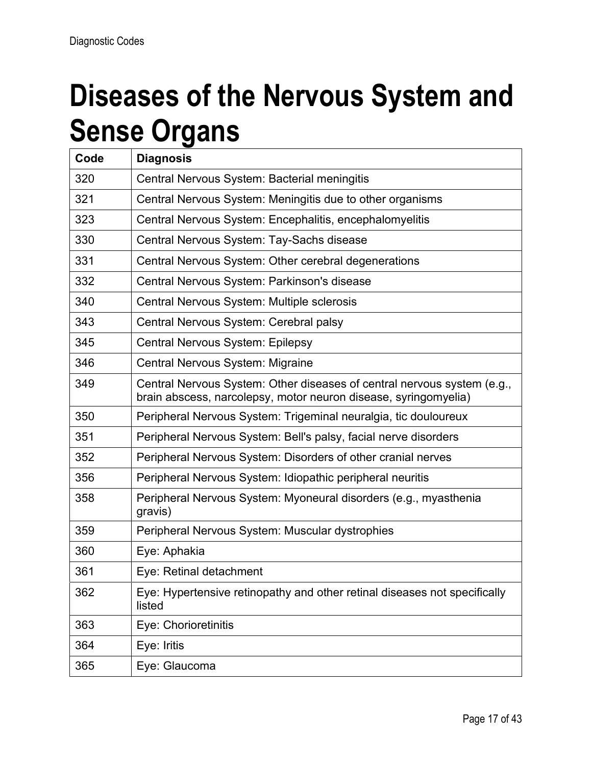# Diseases of the Nervous System and Sense Organs

| Code | Diagnosis |
|---|---|
| 320 | Central Nervous System: Bacterial meningitis |
| 321 | Central Nervous System: Meningitis due to other organisms |
| 323 | Central Nervous System: Encephalitis, encephalomyelitis |
| 330 | Central Nervous System: Tay-Sachs disease |
| 331 | Central Nervous System: Other cerebral degenerations |
| 332 | Central Nervous System: Parkinson's disease |
| 340 | Central Nervous System: Multiple sclerosis |
| 343 | Central Nervous System: Cerebral palsy |
| 345 | Central Nervous System: Epilepsy |
| 346 | Central Nervous System: Migraine |
| 349 | Central Nervous System: Other diseases of central nervous system (e.g., brain abscess, narcolepsy, motor neuron disease, syringomyelia) |
| 350 | Peripheral Nervous System: Trigeminal neuralgia, tic douloureux |
| 351 | Peripheral Nervous System: Bell's palsy, facial nerve disorders |
| 352 | Peripheral Nervous System: Disorders of other cranial nerves |
| 356 | Peripheral Nervous System: Idiopathic peripheral neuritis |
| 358 | Peripheral Nervous System: Myoneural disorders (e.g., myasthenia gravis) |
| 359 | Peripheral Nervous System: Muscular dystrophies |
| 360 | Eye: Aphakia |
| 361 | Eye: Retinal detachment |
| 362 | Eye: Hypertensive retinopathy and other retinal diseases not specifically listed |
| 363 | Eye: Chorioretinitis |
| 364 | Eye: Iritis |
| 365 | Eye: Glaucoma |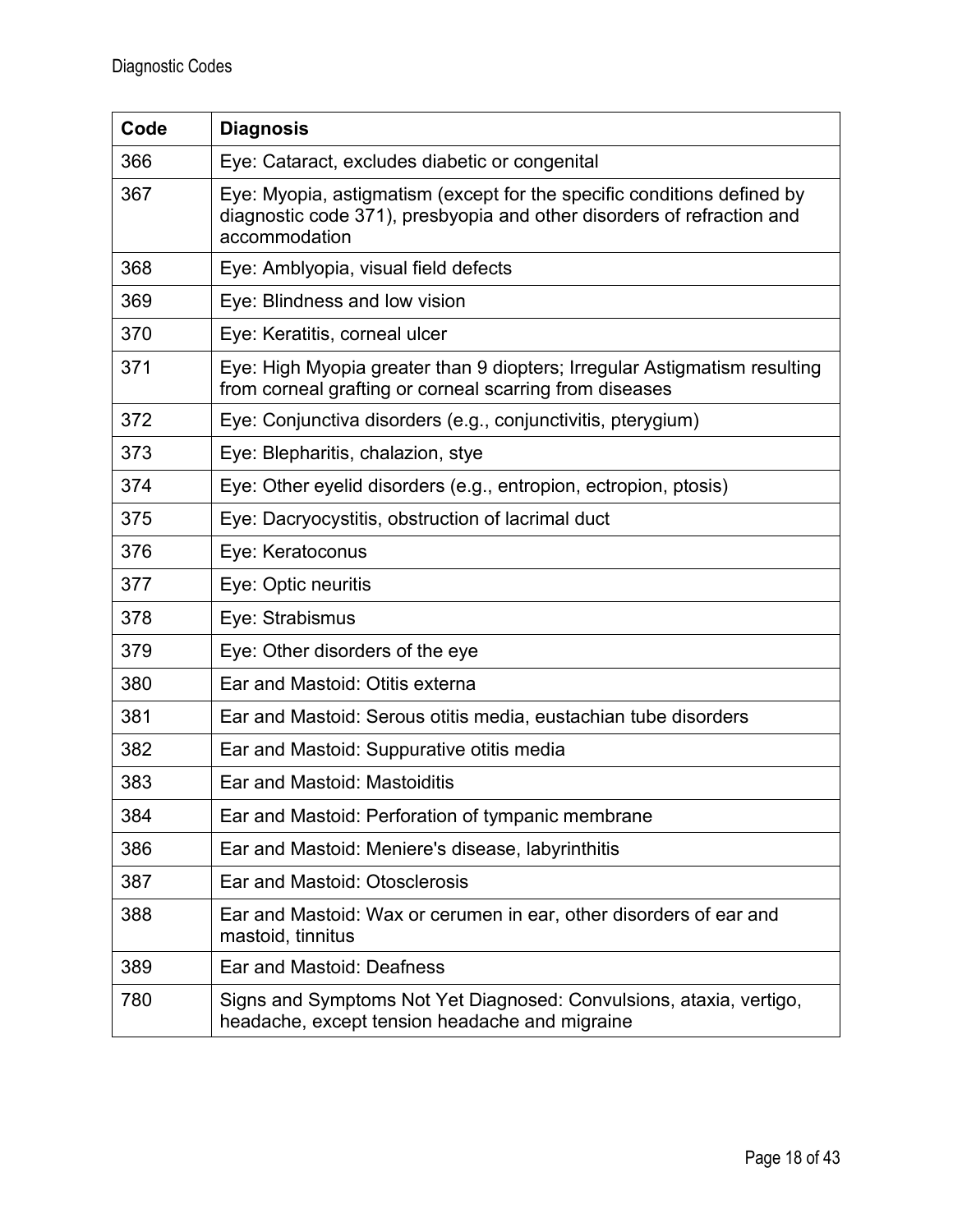| Code | Diagnosis |
|---|---|
| 366 | Eye: Cataract, excludes diabetic or congenital |
| 367 | Eye: Myopia, astigmatism (except for the specific conditions defined by diagnostic code 371), presbyopia and other disorders of refraction and accommodation |
| 368 | Eye: Amblyopia, visual field defects |
| 369 | Eye: Blindness and low vision |
| 370 | Eye: Keratitis, corneal ulcer |
| 371 | Eye: High Myopia greater than 9 diopters; Irregular Astigmatism resulting from corneal grafting or corneal scarring from diseases |
| 372 | Eye: Conjunctiva disorders (e.g., conjunctivitis, pterygium) |
| 373 | Eye: Blepharitis, chalazion, stye |
| 374 | Eye: Other eyelid disorders (e.g., entropion, ectropion, ptosis) |
| 375 | Eye: Dacryocystitis, obstruction of lacrimal duct |
| 376 | Eye: Keratoconus |
| 377 | Eye: Optic neuritis |
| 378 | Eye: Strabismus |
| 379 | Eye: Other disorders of the eye |
| 380 | Ear and Mastoid: Otitis externa |
| 381 | Ear and Mastoid: Serous otitis media, eustachian tube disorders |
| 382 | Ear and Mastoid: Suppurative otitis media |
| 383 | Ear and Mastoid: Mastoiditis |
| 384 | Ear and Mastoid: Perforation of tympanic membrane |
| 386 | Ear and Mastoid: Meniere's disease, labyrinthitis |
| 387 | Ear and Mastoid: Otosclerosis |
| 388 | Ear and Mastoid: Wax or cerumen in ear, other disorders of ear and mastoid, tinnitus |
| 389 | Ear and Mastoid: Deafness |
| 780 | Signs and Symptoms Not Yet Diagnosed: Convulsions, ataxia, vertigo, headache, except tension headache and migraine |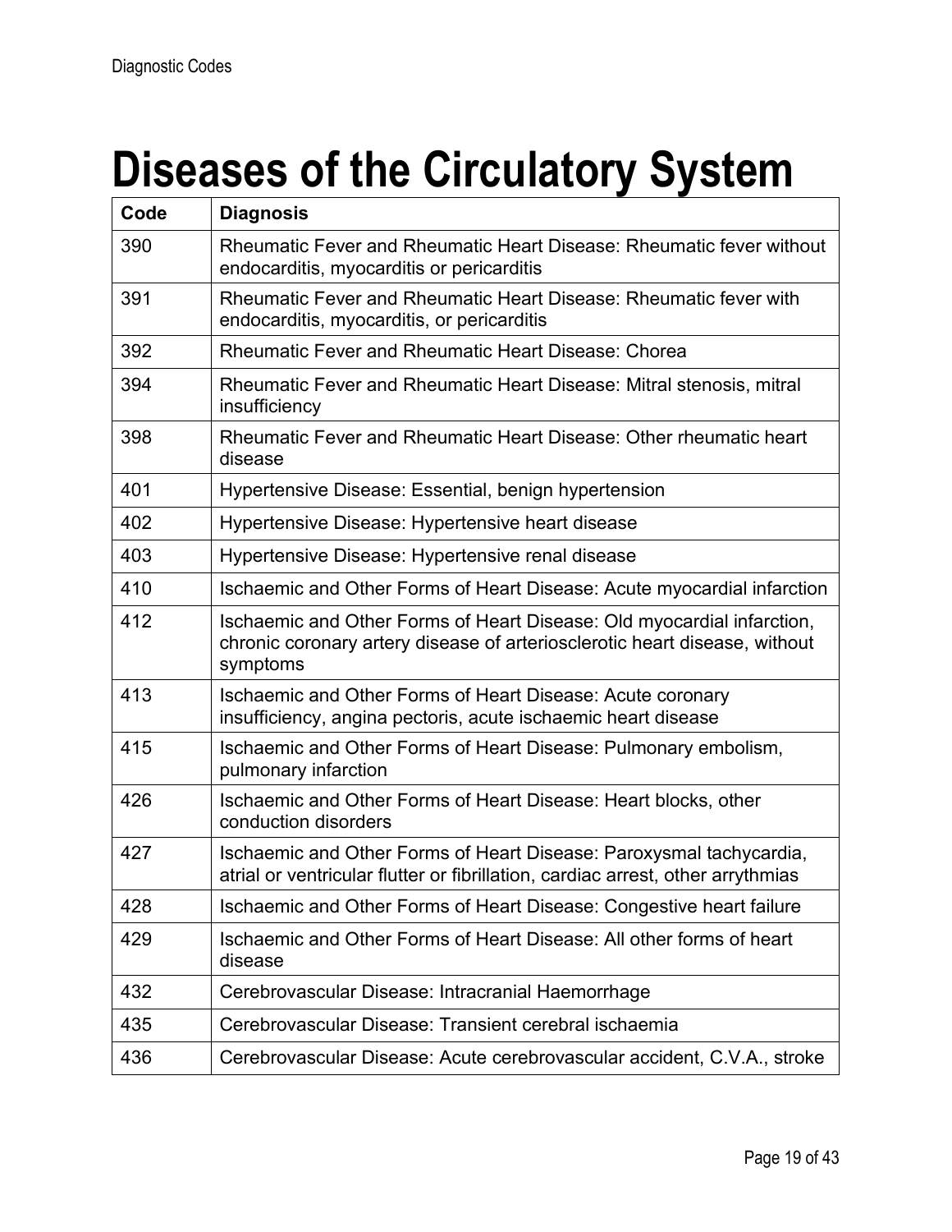# Diseases of the Circulatory System

| Code | Diagnosis |
|---|---|
| 390 | Rheumatic Fever and Rheumatic Heart Disease: Rheumatic fever without endocarditis, myocarditis or pericarditis |
| 391 | Rheumatic Fever and Rheumatic Heart Disease: Rheumatic fever with endocarditis, myocarditis, or pericarditis |
| 392 | Rheumatic Fever and Rheumatic Heart Disease: Chorea |
| 394 | Rheumatic Fever and Rheumatic Heart Disease: Mitral stenosis, mitral insufficiency |
| 398 | Rheumatic Fever and Rheumatic Heart Disease: Other rheumatic heart disease |
| 401 | Hypertensive Disease: Essential, benign hypertension |
| 402 | Hypertensive Disease: Hypertensive heart disease |
| 403 | Hypertensive Disease: Hypertensive renal disease |
| 410 | Ischaemic and Other Forms of Heart Disease: Acute myocardial infarction |
| 412 | Ischaemic and Other Forms of Heart Disease: Old myocardial infarction, chronic coronary artery disease of arteriosclerotic heart disease, without symptoms |
| 413 | Ischaemic and Other Forms of Heart Disease: Acute coronary insufficiency, angina pectoris, acute ischaemic heart disease |
| 415 | Ischaemic and Other Forms of Heart Disease: Pulmonary embolism, pulmonary infarction |
| 426 | Ischaemic and Other Forms of Heart Disease: Heart blocks, other conduction disorders |
| 427 | Ischaemic and Other Forms of Heart Disease: Paroxysmal tachycardia, atrial or ventricular flutter or fibrillation, cardiac arrest, other arrythmias |
| 428 | Ischaemic and Other Forms of Heart Disease: Congestive heart failure |
| 429 | Ischaemic and Other Forms of Heart Disease: All other forms of heart disease |
| 432 | Cerebrovascular Disease: Intracranial Haemorrhage |
| 435 | Cerebrovascular Disease: Transient cerebral ischaemia |
| 436 | Cerebrovascular Disease: Acute cerebrovascular accident, C.V.A., stroke |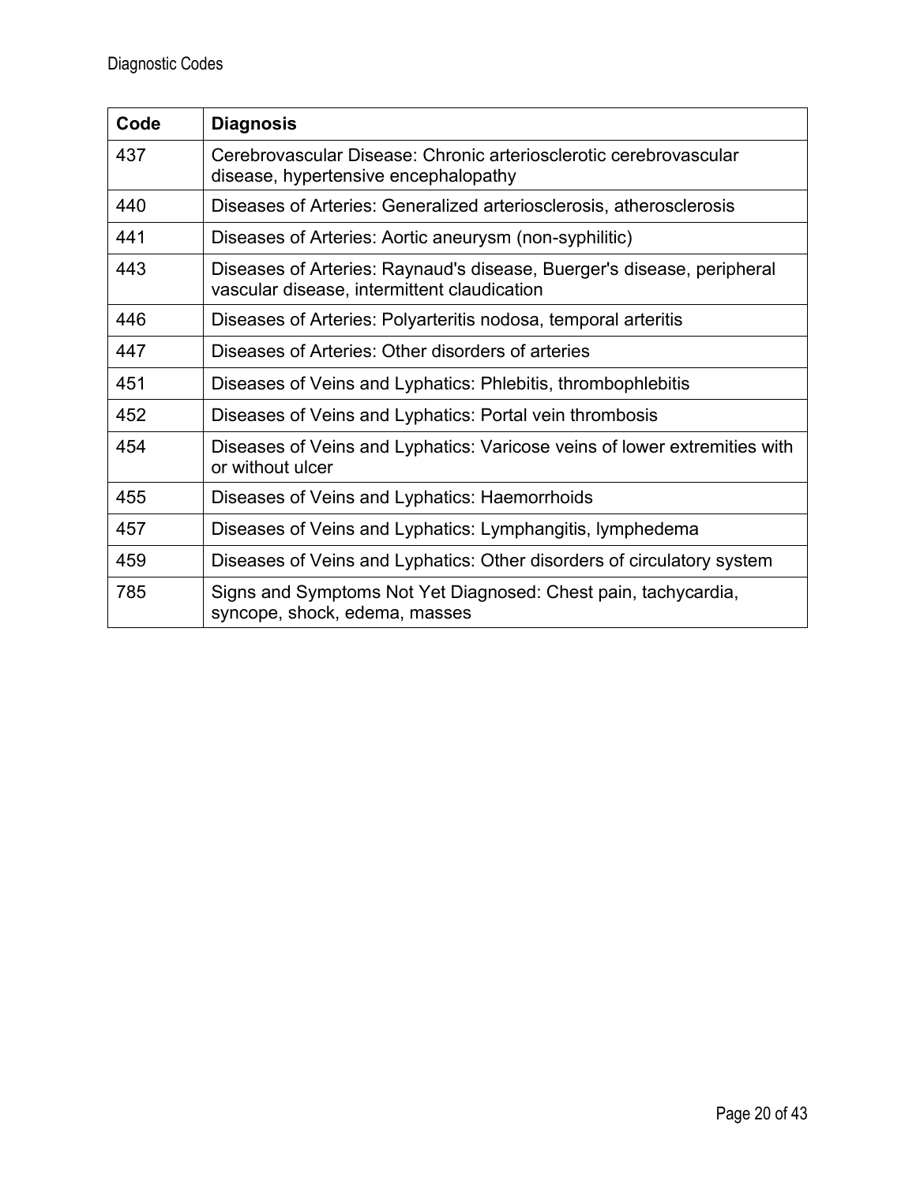| Code | Diagnosis |
| --- | --- |
| 437 | Cerebrovascular Disease: Chronic arteriosclerotic cerebrovascular disease, hypertensive encephalopathy |
| 440 | Diseases of Arteries: Generalized arteriosclerosis, atherosclerosis |
| 441 | Diseases of Arteries: Aortic aneurysm (non-syphilitic) |
| 443 | Diseases of Arteries: Raynaud's disease, Buerger's disease, peripheral vascular disease, intermittent claudication |
| 446 | Diseases of Arteries: Polyarteritis nodosa, temporal arteritis |
| 447 | Diseases of Arteries: Other disorders of arteries |
| 451 | Diseases of Veins and Lyphatics: Phlebitis, thrombophlebitis |
| 452 | Diseases of Veins and Lyphatics: Portal vein thrombosis |
| 454 | Diseases of Veins and Lyphatics: Varicose veins of lower extremities with or without ulcer |
| 455 | Diseases of Veins and Lyphatics: Haemorrhoids |
| 457 | Diseases of Veins and Lyphatics: Lymphangitis, lymphedema |
| 459 | Diseases of Veins and Lyphatics: Other disorders of circulatory system |
| 785 | Signs and Symptoms Not Yet Diagnosed: Chest pain, tachycardia, syncope, shock, edema, masses |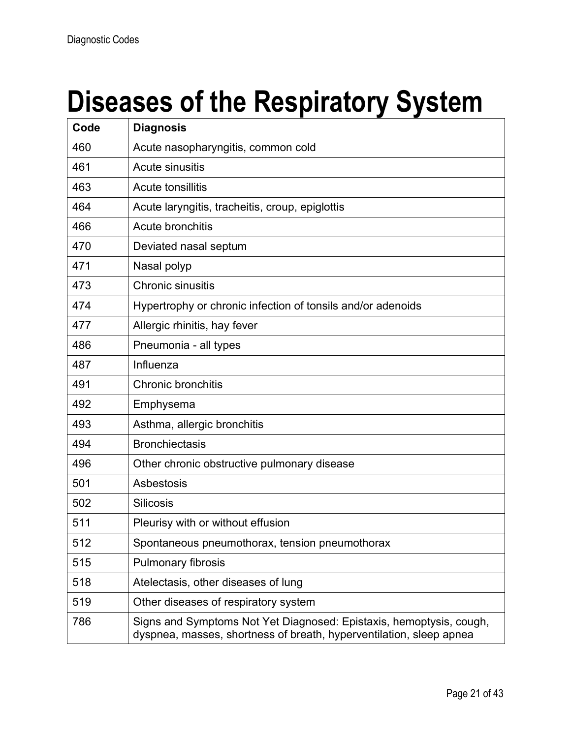# Diseases of the Respiratory System

| Code | Diagnosis |
|---|---|
| 460 | Acute nasopharyngitis, common cold |
| 461 | Acute sinusitis |
| 463 | Acute tonsillitis |
| 464 | Acute laryngitis, tracheitis, croup, epiglottis |
| 466 | Acute bronchitis |
| 470 | Deviated nasal septum |
| 471 | Nasal polyp |
| 473 | Chronic sinusitis |
| 474 | Hypertrophy or chronic infection of tonsils and/or adenoids |
| 477 | Allergic rhinitis, hay fever |
| 486 | Pneumonia - all types |
| 487 | Influenza |
| 491 | Chronic bronchitis |
| 492 | Emphysema |
| 493 | Asthma, allergic bronchitis |
| 494 | Bronchiectasis |
| 496 | Other chronic obstructive pulmonary disease |
| 501 | Asbestosis |
| 502 | Silicosis |
| 511 | Pleurisy with or without effusion |
| 512 | Spontaneous pneumothorax, tension pneumothorax |
| 515 | Pulmonary fibrosis |
| 518 | Atelectasis, other diseases of lung |
| 519 | Other diseases of respiratory system |
| 786 | Signs and Symptoms Not Yet Diagnosed: Epistaxis, hemoptysis, cough, dyspnea, masses, shortness of breath, hyperventilation, sleep apnea |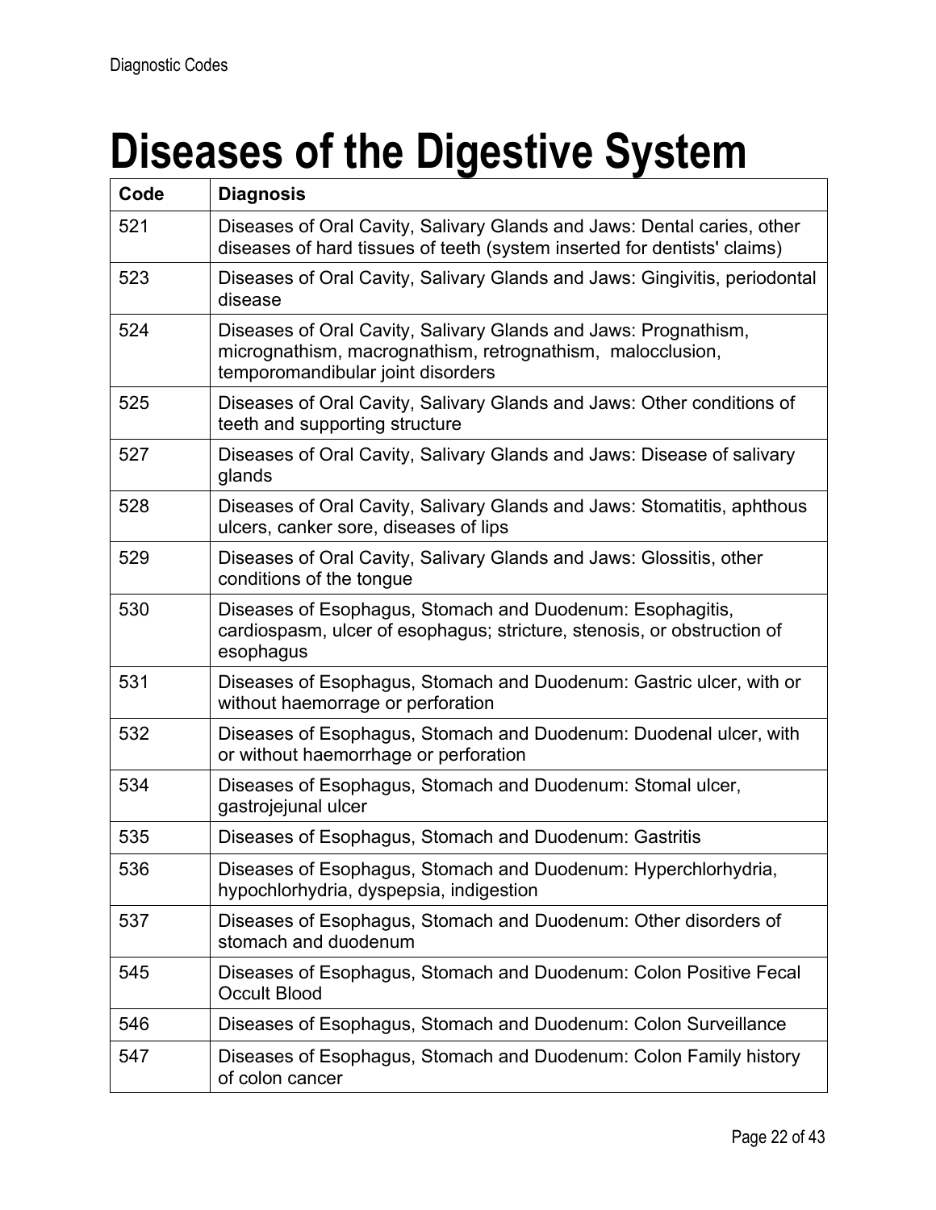# Diseases of the Digestive System

| Code | Diagnosis |
|---|---|
| 521 | Diseases of Oral Cavity, Salivary Glands and Jaws: Dental caries, other diseases of hard tissues of teeth (system inserted for dentists' claims) |
| 523 | Diseases of Oral Cavity, Salivary Glands and Jaws: Gingivitis, periodontal disease |
| 524 | Diseases of Oral Cavity, Salivary Glands and Jaws: Prognathism, micrognathism, macrognathism, retrognathism, malocclusion, temporomandibular joint disorders |
| 525 | Diseases of Oral Cavity, Salivary Glands and Jaws: Other conditions of teeth and supporting structure |
| 527 | Diseases of Oral Cavity, Salivary Glands and Jaws: Disease of salivary glands |
| 528 | Diseases of Oral Cavity, Salivary Glands and Jaws: Stomatitis, aphthous ulcers, canker sore, diseases of lips |
| 529 | Diseases of Oral Cavity, Salivary Glands and Jaws: Glossitis, other conditions of the tongue |
| 530 | Diseases of Esophagus, Stomach and Duodenum: Esophagitis, cardiospasm, ulcer of esophagus; stricture, stenosis, or obstruction of esophagus |
| 531 | Diseases of Esophagus, Stomach and Duodenum: Gastric ulcer, with or without haemorrage or perforation |
| 532 | Diseases of Esophagus, Stomach and Duodenum: Duodenal ulcer, with or without haemorrhage or perforation |
| 534 | Diseases of Esophagus, Stomach and Duodenum: Stomal ulcer, gastrojejunal ulcer |
| 535 | Diseases of Esophagus, Stomach and Duodenum: Gastritis |
| 536 | Diseases of Esophagus, Stomach and Duodenum: Hyperchlorhydria, hypochlorhydria, dyspepsia, indigestion |
| 537 | Diseases of Esophagus, Stomach and Duodenum: Other disorders of stomach and duodenum |
| 545 | Diseases of Esophagus, Stomach and Duodenum: Colon Positive Fecal Occult Blood |
| 546 | Diseases of Esophagus, Stomach and Duodenum: Colon Surveillance |
| 547 | Diseases of Esophagus, Stomach and Duodenum: Colon Family history of colon cancer |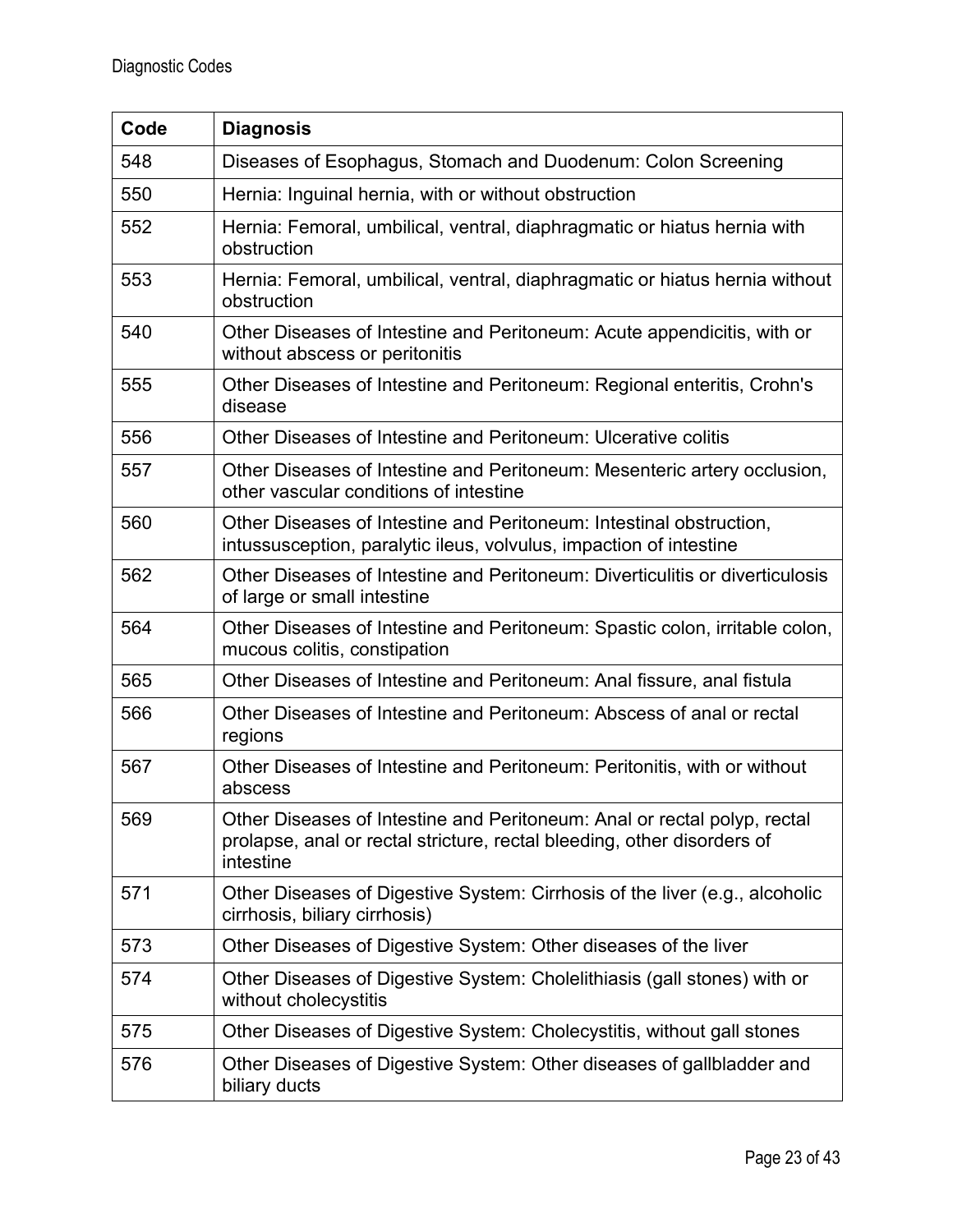| Code | Diagnosis |
|---|---|
| 548 | Diseases of Esophagus, Stomach and Duodenum: Colon Screening |
| 550 | Hernia: Inguinal hernia, with or without obstruction |
| 552 | Hernia: Femoral, umbilical, ventral, diaphragmatic or hiatus hernia with obstruction |
| 553 | Hernia: Femoral, umbilical, ventral, diaphragmatic or hiatus hernia without obstruction |
| 540 | Other Diseases of Intestine and Peritoneum: Acute appendicitis, with or without abscess or peritonitis |
| 555 | Other Diseases of Intestine and Peritoneum: Regional enteritis, Crohn's disease |
| 556 | Other Diseases of Intestine and Peritoneum: Ulcerative colitis |
| 557 | Other Diseases of Intestine and Peritoneum: Mesenteric artery occlusion, other vascular conditions of intestine |
| 560 | Other Diseases of Intestine and Peritoneum: Intestinal obstruction, intussusception, paralytic ileus, volvulus, impaction of intestine |
| 562 | Other Diseases of Intestine and Peritoneum: Diverticulitis or diverticulosis of large or small intestine |
| 564 | Other Diseases of Intestine and Peritoneum: Spastic colon, irritable colon, mucous colitis, constipation |
| 565 | Other Diseases of Intestine and Peritoneum: Anal fissure, anal fistula |
| 566 | Other Diseases of Intestine and Peritoneum: Abscess of anal or rectal regions |
| 567 | Other Diseases of Intestine and Peritoneum: Peritonitis, with or without abscess |
| 569 | Other Diseases of Intestine and Peritoneum: Anal or rectal polyp, rectal prolapse, anal or rectal stricture, rectal bleeding, other disorders of intestine |
| 571 | Other Diseases of Digestive System: Cirrhosis of the liver (e.g., alcoholic cirrhosis, biliary cirrhosis) |
| 573 | Other Diseases of Digestive System: Other diseases of the liver |
| 574 | Other Diseases of Digestive System: Cholelithiasis (gall stones) with or without cholecystitis |
| 575 | Other Diseases of Digestive System: Cholecystitis, without gall stones |
| 576 | Other Diseases of Digestive System: Other diseases of gallbladder and biliary ducts |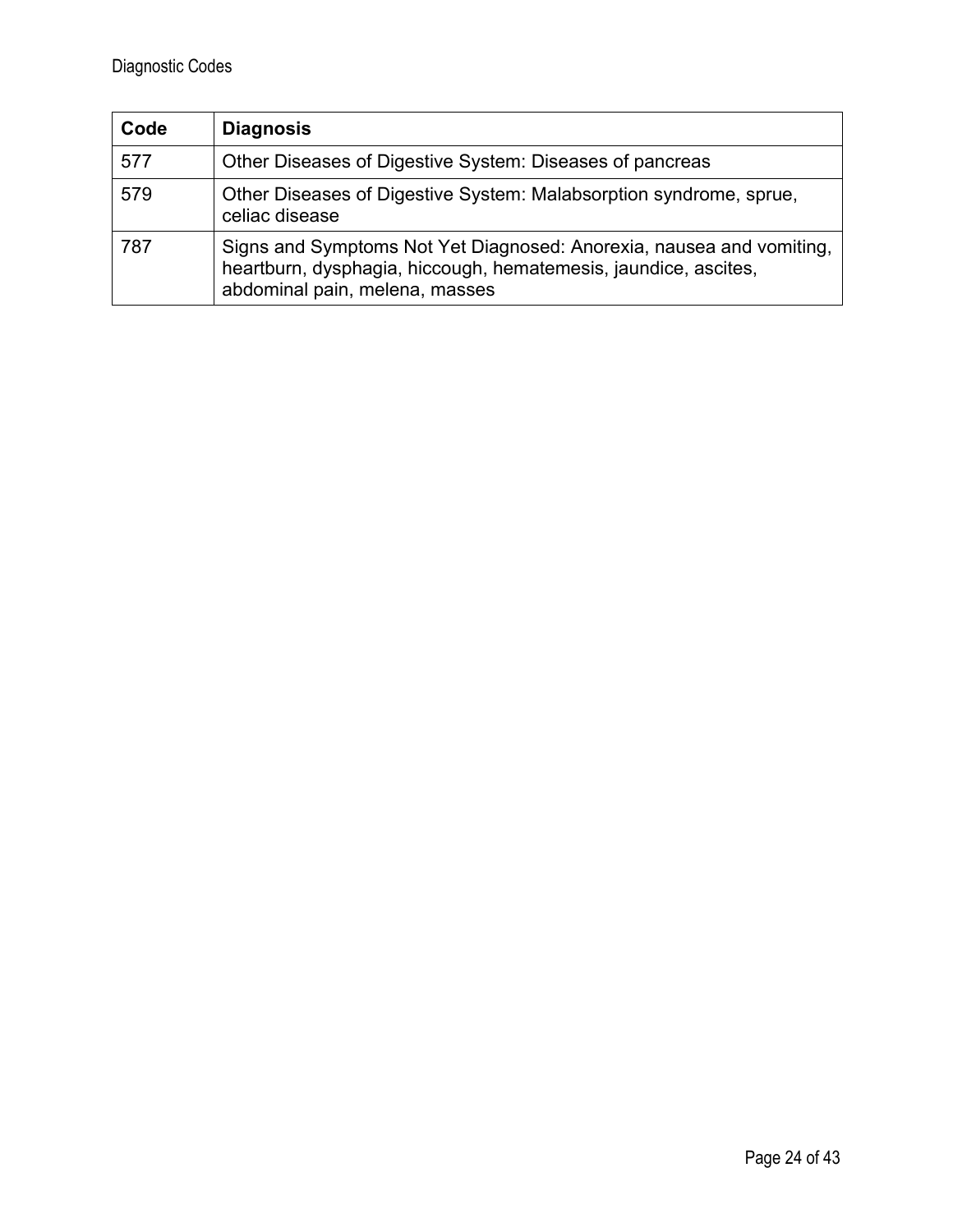| Code | Diagnosis |
|---|---|
| 577 | Other Diseases of Digestive System: Diseases of pancreas |
| 579 | Other Diseases of Digestive System: Malabsorption syndrome, sprue, celiac disease |
| 787 | Signs and Symptoms Not Yet Diagnosed: Anorexia, nausea and vomiting, heartburn, dysphagia, hiccough, hematemesis, jaundice, ascites, abdominal pain, melena, masses |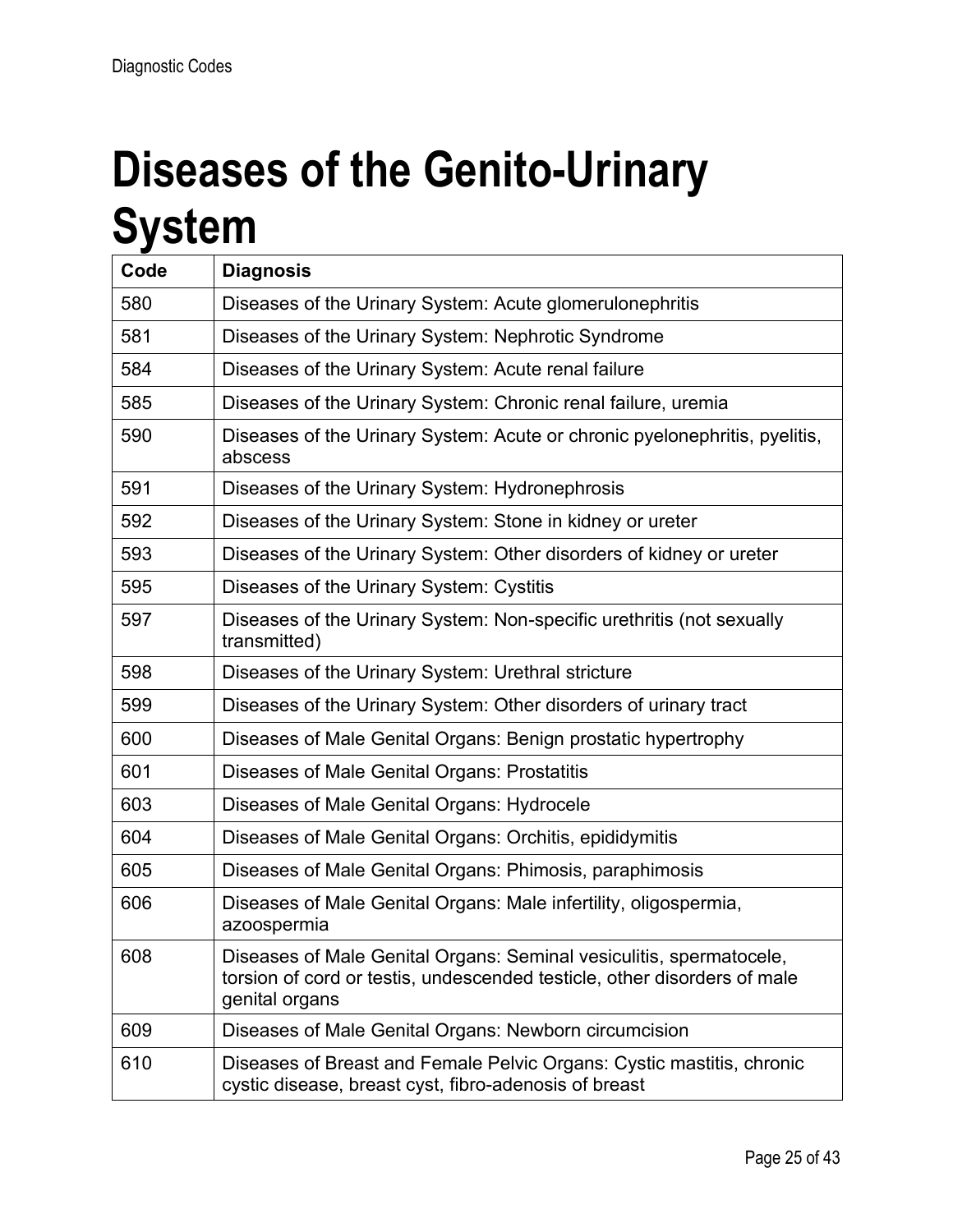# Diseases of the Genito-Urinary System

| Code | Diagnosis |
| --- | --- |
| 580 | Diseases of the Urinary System: Acute glomerulonephritis |
| 581 | Diseases of the Urinary System: Nephrotic Syndrome |
| 584 | Diseases of the Urinary System: Acute renal failure |
| 585 | Diseases of the Urinary System: Chronic renal failure, uremia |
| 590 | Diseases of the Urinary System: Acute or chronic pyelonephritis, pyelitis, abscess |
| 591 | Diseases of the Urinary System: Hydronephrosis |
| 592 | Diseases of the Urinary System: Stone in kidney or ureter |
| 593 | Diseases of the Urinary System: Other disorders of kidney or ureter |
| 595 | Diseases of the Urinary System: Cystitis |
| 597 | Diseases of the Urinary System: Non-specific urethritis (not sexually transmitted) |
| 598 | Diseases of the Urinary System: Urethral stricture |
| 599 | Diseases of the Urinary System: Other disorders of urinary tract |
| 600 | Diseases of Male Genital Organs: Benign prostatic hypertrophy |
| 601 | Diseases of Male Genital Organs: Prostatitis |
| 603 | Diseases of Male Genital Organs: Hydrocele |
| 604 | Diseases of Male Genital Organs: Orchitis, epididymitis |
| 605 | Diseases of Male Genital Organs: Phimosis, paraphimosis |
| 606 | Diseases of Male Genital Organs: Male infertility, oligospermia, azoospermia |
| 608 | Diseases of Male Genital Organs: Seminal vesiculitis, spermatocele, torsion of cord or testis, undescended testicle, other disorders of male genital organs |
| 609 | Diseases of Male Genital Organs: Newborn circumcision |
| 610 | Diseases of Breast and Female Pelvic Organs: Cystic mastitis, chronic cystic disease, breast cyst, fibro-adenosis of breast |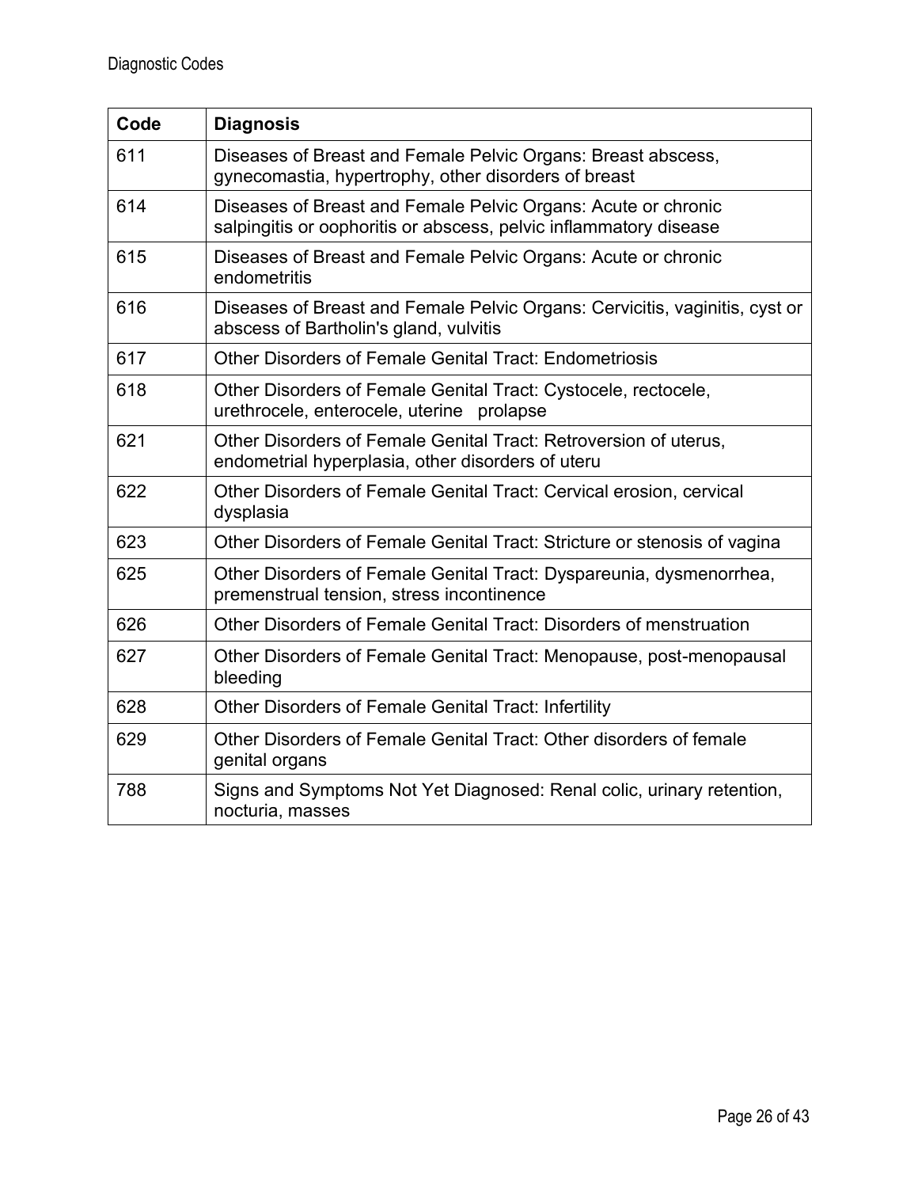| Code | Diagnosis |
|---|---|
| 611 | Diseases of Breast and Female Pelvic Organs: Breast abscess, gynecomastia, hypertrophy, other disorders of breast |
| 614 | Diseases of Breast and Female Pelvic Organs: Acute or chronic salpingitis or oophoritis or abscess, pelvic inflammatory disease |
| 615 | Diseases of Breast and Female Pelvic Organs: Acute or chronic endometritis |
| 616 | Diseases of Breast and Female Pelvic Organs: Cervicitis, vaginitis, cyst or abscess of Bartholin's gland, vulvitis |
| 617 | Other Disorders of Female Genital Tract: Endometriosis |
| 618 | Other Disorders of Female Genital Tract: Cystocele, rectocele, urethrocele, enterocele, uterine prolapse |
| 621 | Other Disorders of Female Genital Tract: Retroversion of uterus, endometrial hyperplasia, other disorders of uteru |
| 622 | Other Disorders of Female Genital Tract: Cervical erosion, cervical dysplasia |
| 623 | Other Disorders of Female Genital Tract: Stricture or stenosis of vagina |
| 625 | Other Disorders of Female Genital Tract: Dyspareunia, dysmenorrhea, premenstrual tension, stress incontinence |
| 626 | Other Disorders of Female Genital Tract: Disorders of menstruation |
| 627 | Other Disorders of Female Genital Tract: Menopause, post-menopausal bleeding |
| 628 | Other Disorders of Female Genital Tract: Infertility |
| 629 | Other Disorders of Female Genital Tract: Other disorders of female genital organs |
| 788 | Signs and Symptoms Not Yet Diagnosed: Renal colic, urinary retention, nocturia, masses |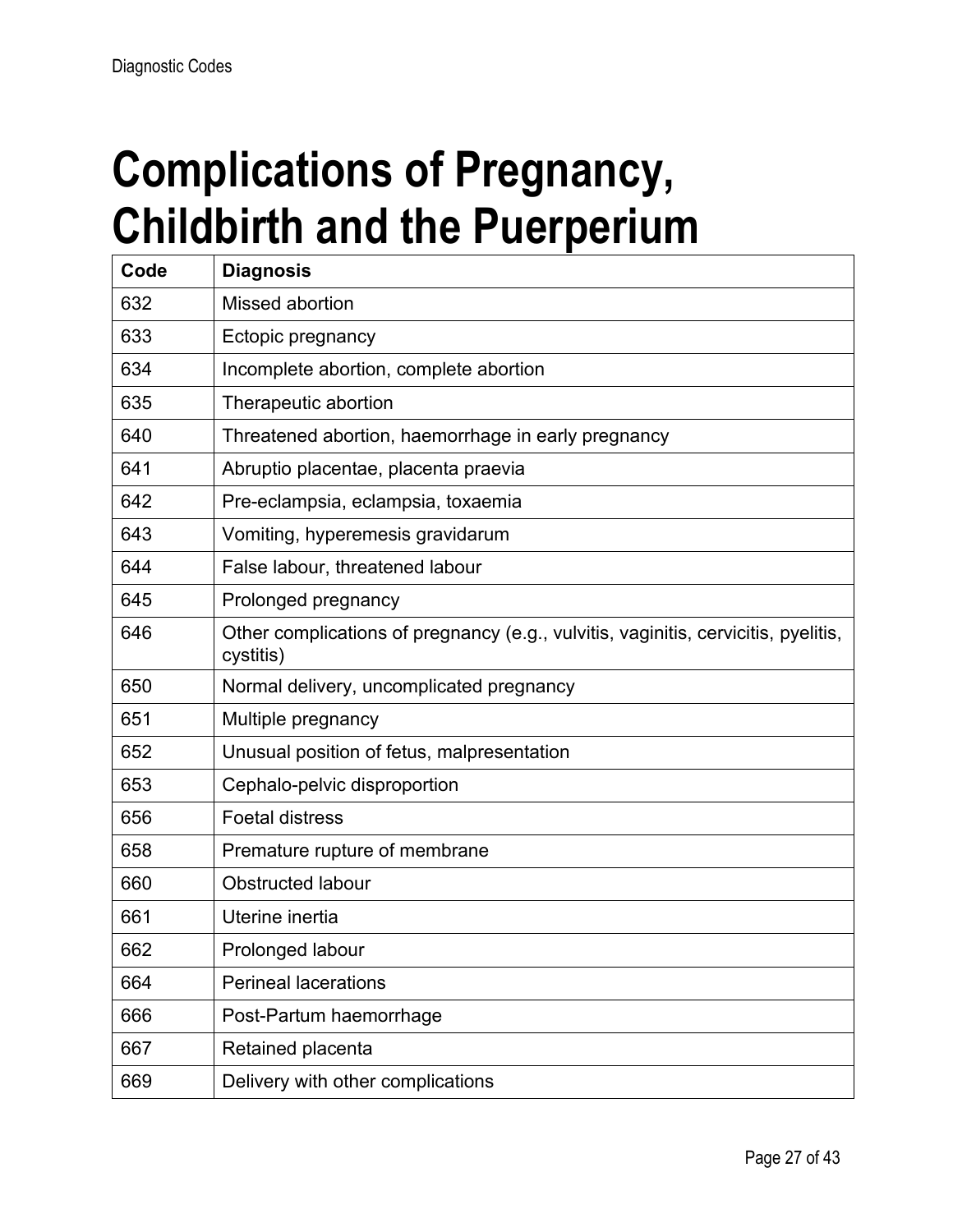# Complications of Pregnancy, Childbirth and the Puerperium

| Code | Diagnosis |
|---|---|
| 632 | Missed abortion |
| 633 | Ectopic pregnancy |
| 634 | Incomplete abortion, complete abortion |
| 635 | Therapeutic abortion |
| 640 | Threatened abortion, haemorrhage in early pregnancy |
| 641 | Abruptio placentae, placenta praevia |
| 642 | Pre-eclampsia, eclampsia, toxaemia |
| 643 | Vomiting, hyperemesis gravidarum |
| 644 | False labour, threatened labour |
| 645 | Prolonged pregnancy |
| 646 | Other complications of pregnancy (e.g., vulvitis, vaginitis, cervicitis, pyelitis, cystitis) |
| 650 | Normal delivery, uncomplicated pregnancy |
| 651 | Multiple pregnancy |
| 652 | Unusual position of fetus, malpresentation |
| 653 | Cephalo-pelvic disproportion |
| 656 | Foetal distress |
| 658 | Premature rupture of membrane |
| 660 | Obstructed labour |
| 661 | Uterine inertia |
| 662 | Prolonged labour |
| 664 | Perineal lacerations |
| 666 | Post-Partum haemorrhage |
| 667 | Retained placenta |
| 669 | Delivery with other complications |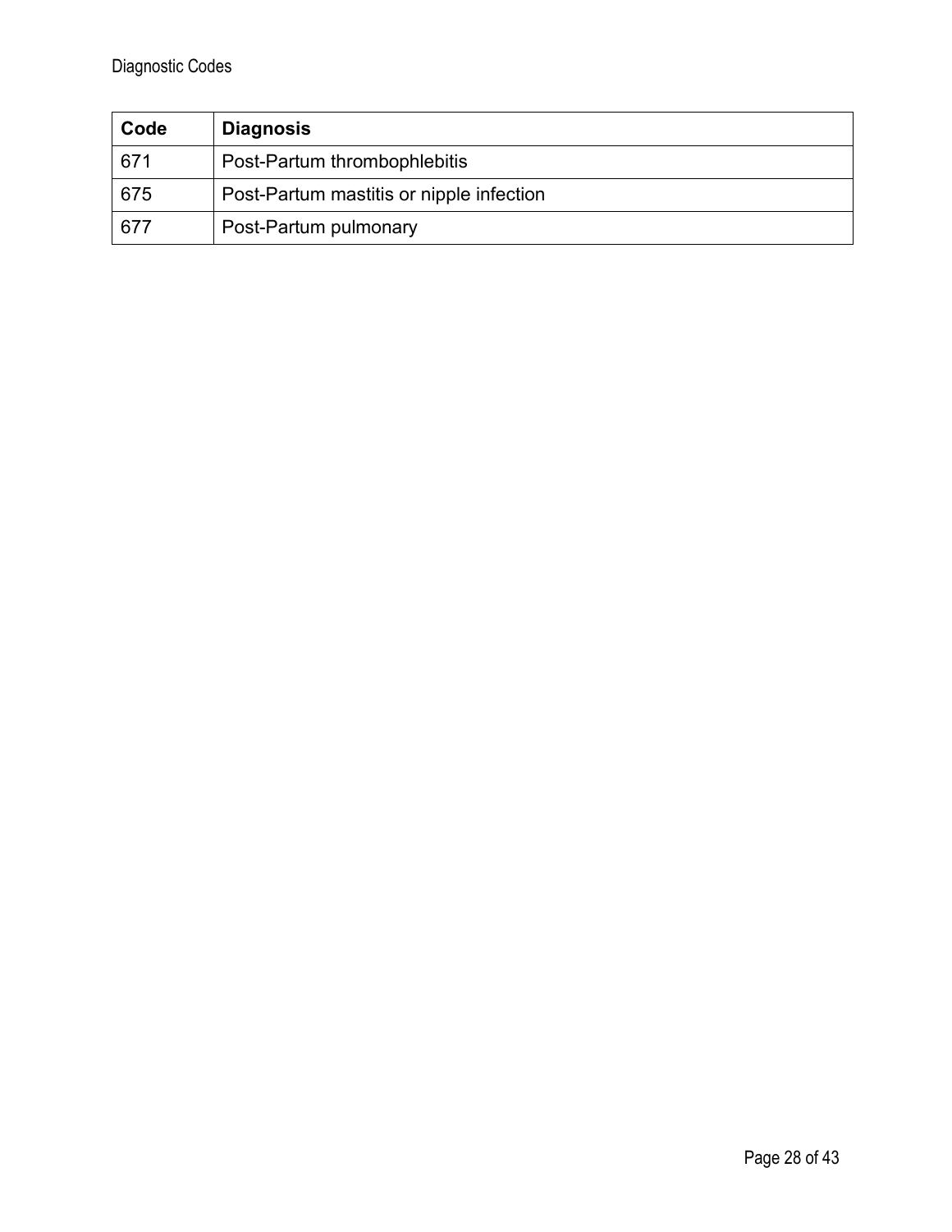| Code | Diagnosis |
| --- | --- |
| 671 | Post-Partum thrombophlebitis |
| 675 | Post-Partum mastitis or nipple infection |
| 677 | Post-Partum pulmonary |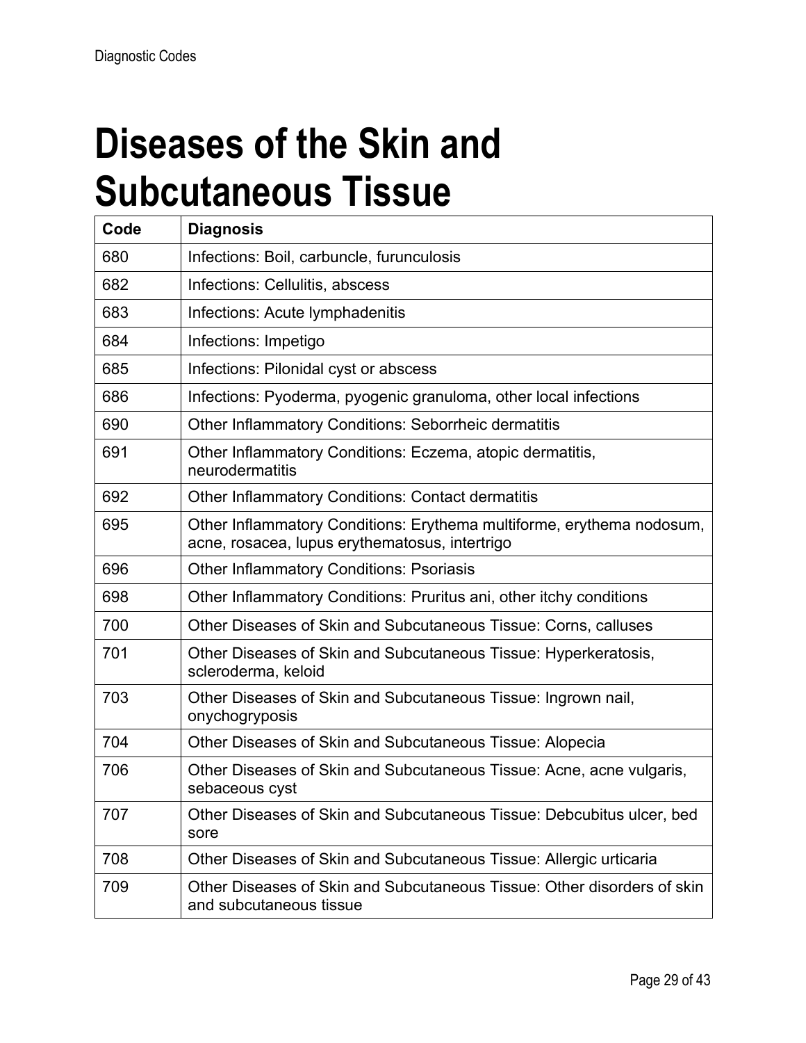# Diseases of the Skin and Subcutaneous Tissue

| Code | Diagnosis |
| --- | --- |
| 680 | Infections: Boil, carbuncle, furunculosis |
| 682 | Infections: Cellulitis, abscess |
| 683 | Infections: Acute lymphadenitis |
| 684 | Infections: Impetigo |
| 685 | Infections: Pilonidal cyst or abscess |
| 686 | Infections: Pyoderma, pyogenic granuloma, other local infections |
| 690 | Other Inflammatory Conditions: Seborrheic dermatitis |
| 691 | Other Inflammatory Conditions: Eczema, atopic dermatitis, neurodermatitis |
| 692 | Other Inflammatory Conditions: Contact dermatitis |
| 695 | Other Inflammatory Conditions: Erythema multiforme, erythema nodosum, acne, rosacea, lupus erythematosus, intertrigo |
| 696 | Other Inflammatory Conditions: Psoriasis |
| 698 | Other Inflammatory Conditions: Pruritus ani, other itchy conditions |
| 700 | Other Diseases of Skin and Subcutaneous Tissue: Corns, calluses |
| 701 | Other Diseases of Skin and Subcutaneous Tissue: Hyperkeratosis, scleroderma, keloid |
| 703 | Other Diseases of Skin and Subcutaneous Tissue: Ingrown nail, onychogryposis |
| 704 | Other Diseases of Skin and Subcutaneous Tissue: Alopecia |
| 706 | Other Diseases of Skin and Subcutaneous Tissue: Acne, acne vulgaris, sebaceous cyst |
| 707 | Other Diseases of Skin and Subcutaneous Tissue: Debcubitus ulcer, bed sore |
| 708 | Other Diseases of Skin and Subcutaneous Tissue: Allergic urticaria |
| 709 | Other Diseases of Skin and Subcutaneous Tissue: Other disorders of skin and subcutaneous tissue |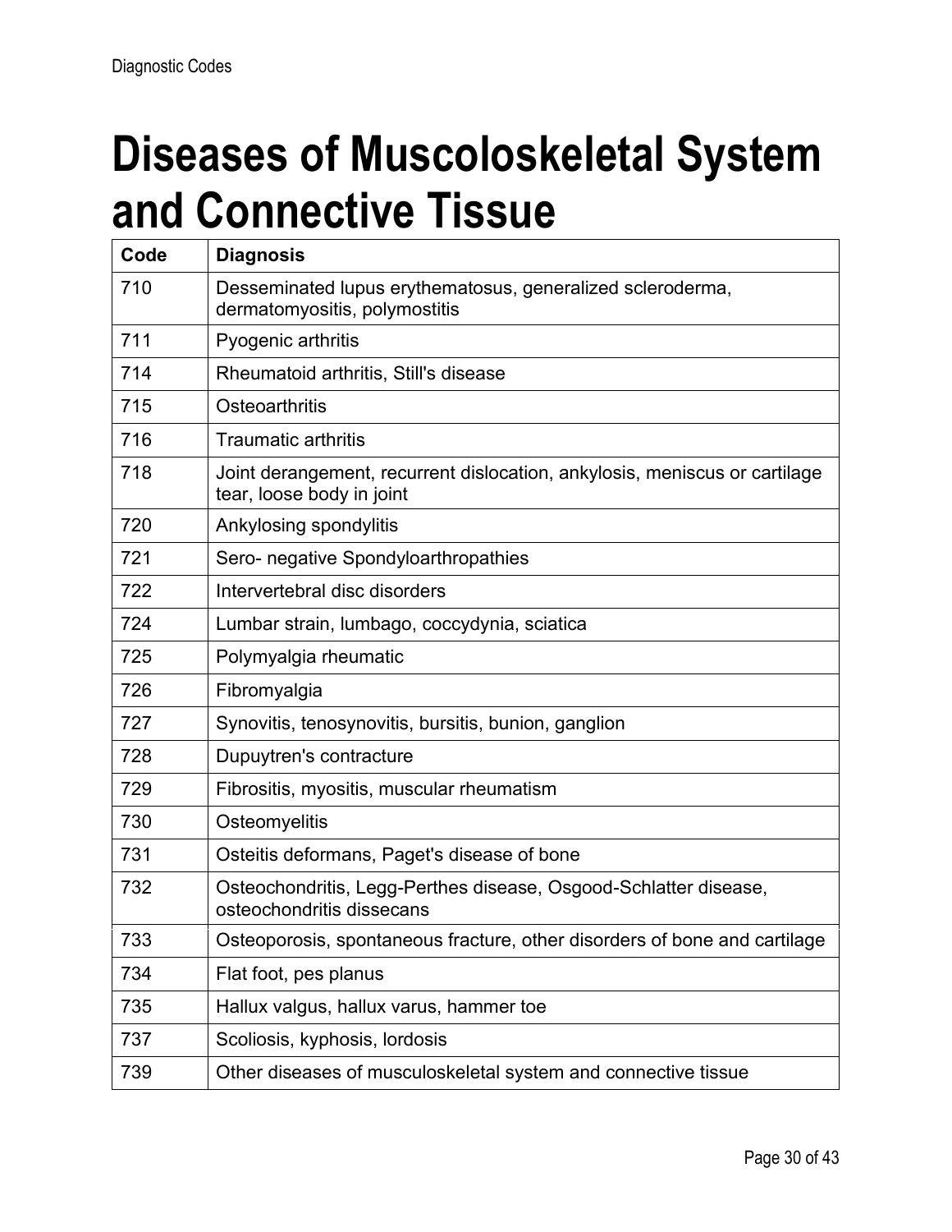# Diseases of Muscoloskeletal System and Connective Tissue

| Code | Diagnosis |
|---|---|
| 710 | Desseminated lupus erythematosus, generalized scleroderma, dermatomyositis, polymostitis |
| 711 | Pyogenic arthritis |
| 714 | Rheumatoid arthritis, Still's disease |
| 715 | Osteoarthritis |
| 716 | Traumatic arthritis |
| 718 | Joint derangement, recurrent dislocation, ankylosis, meniscus or cartilage tear, loose body in joint |
| 720 | Ankylosing spondylitis |
| 721 | Sero- negative Spondyloarthropathies |
| 722 | Intervertebral disc disorders |
| 724 | Lumbar strain, lumbago, coccydynia, sciatica |
| 725 | Polymyalgia rheumatic |
| 726 | Fibromyalgia |
| 727 | Synovitis, tenosynovitis, bursitis, bunion, ganglion |
| 728 | Dupuytren's contracture |
| 729 | Fibrositis, myositis, muscular rheumatism |
| 730 | Osteomyelitis |
| 731 | Osteitis deformans, Paget's disease of bone |
| 732 | Osteochondritis, Legg-Perthes disease, Osgood-Schlatter disease, osteochondritis dissecans |
| 733 | Osteoporosis, spontaneous fracture, other disorders of bone and cartilage |
| 734 | Flat foot, pes planus |
| 735 | Hallux valgus, hallux varus, hammer toe |
| 737 | Scoliosis, kyphosis, lordosis |
| 739 | Other diseases of musculoskeletal system and connective tissue |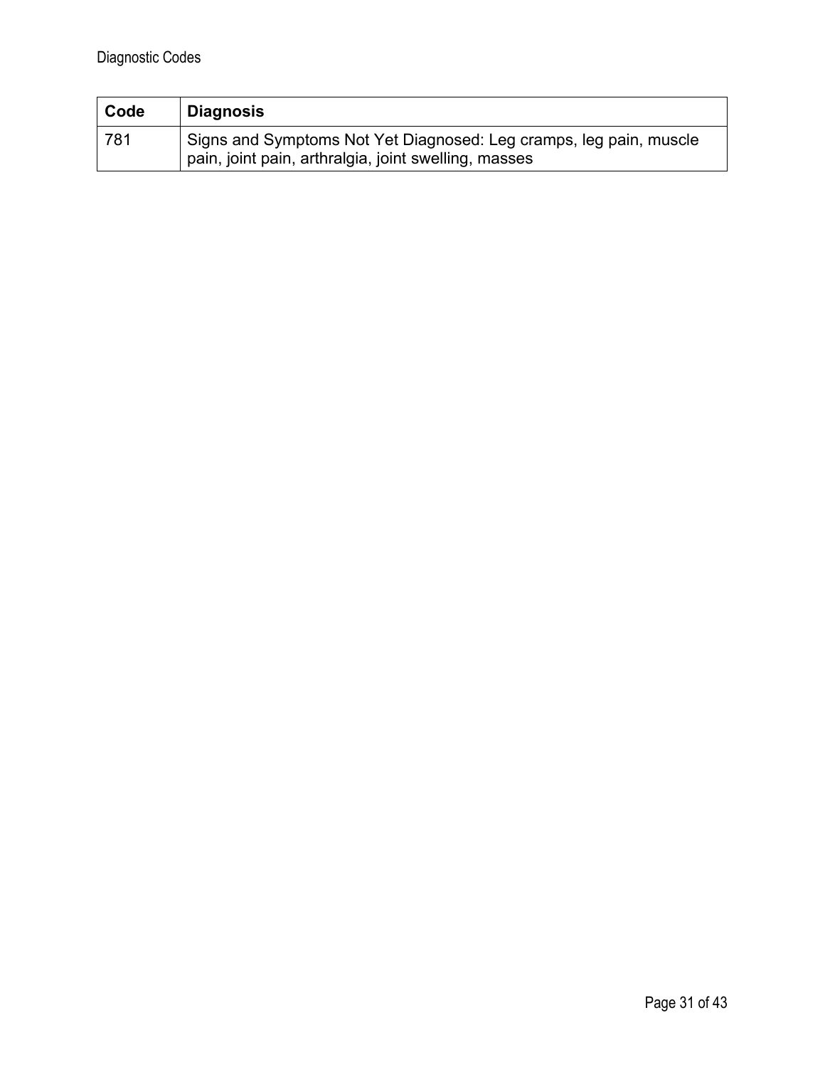| Code | Diagnosis |
|---|---|
| 781 | Signs and Symptoms Not Yet Diagnosed: Leg cramps, leg pain, muscle pain, joint pain, arthralgia, joint swelling, masses |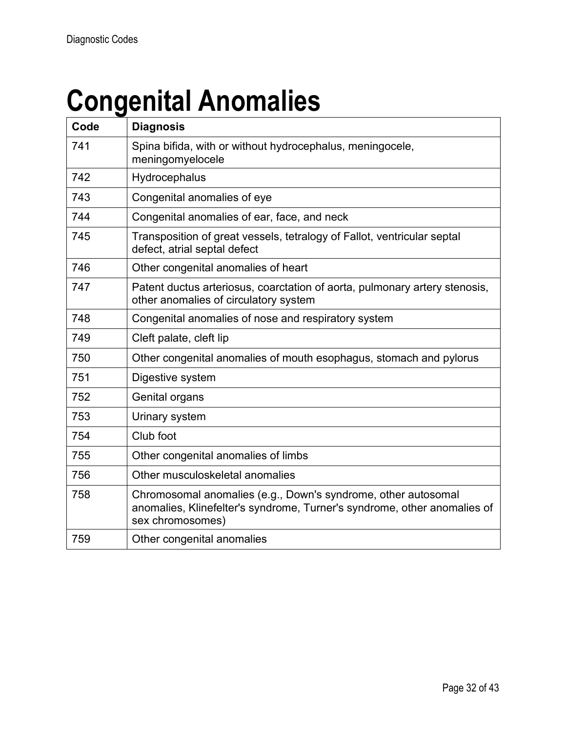# Congenital Anomalies

| Code | Diagnosis |
|---|---|
| 741 | Spina bifida, with or without hydrocephalus, meningocele, meningomyelocele |
| 742 | Hydrocephalus |
| 743 | Congenital anomalies of eye |
| 744 | Congenital anomalies of ear, face, and neck |
| 745 | Transposition of great vessels, tetralogy of Fallot, ventricular septal defect, atrial septal defect |
| 746 | Other congenital anomalies of heart |
| 747 | Patent ductus arteriosus, coarctation of aorta, pulmonary artery stenosis, other anomalies of circulatory system |
| 748 | Congenital anomalies of nose and respiratory system |
| 749 | Cleft palate, cleft lip |
| 750 | Other congenital anomalies of mouth esophagus, stomach and pylorus |
| 751 | Digestive system |
| 752 | Genital organs |
| 753 | Urinary system |
| 754 | Club foot |
| 755 | Other congenital anomalies of limbs |
| 756 | Other musculoskeletal anomalies |
| 758 | Chromosomal anomalies (e.g., Down's syndrome, other autosomal anomalies, Klinefelter's syndrome, Turner's syndrome, other anomalies of sex chromosomes) |
| 759 | Other congenital anomalies |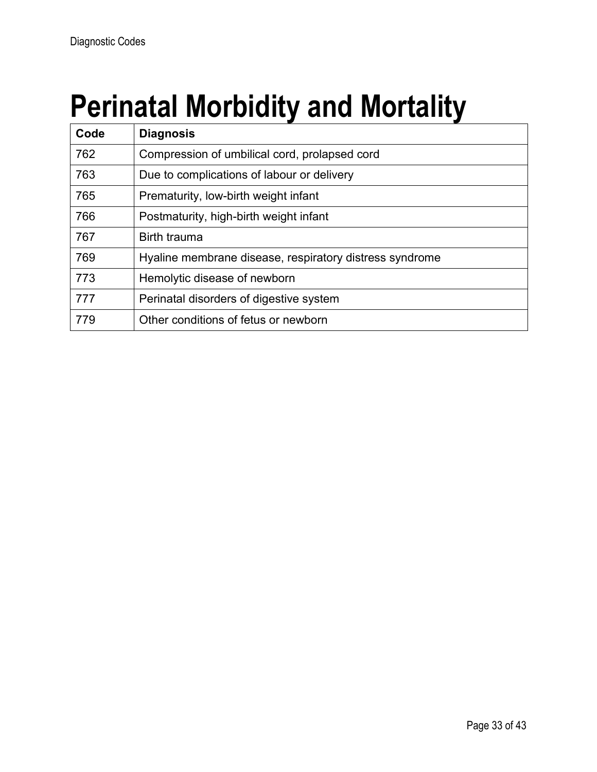# Perinatal Morbidity and Mortality

| Code | Diagnosis |
| --- | --- |
| 762 | Compression of umbilical cord, prolapsed cord |
| 763 | Due to complications of labour or delivery |
| 765 | Prematurity, low-birth weight infant |
| 766 | Postmaturity, high-birth weight infant |
| 767 | Birth trauma |
| 769 | Hyaline membrane disease, respiratory distress syndrome |
| 773 | Hemolytic disease of newborn |
| 777 | Perinatal disorders of digestive system |
| 779 | Other conditions of fetus or newborn |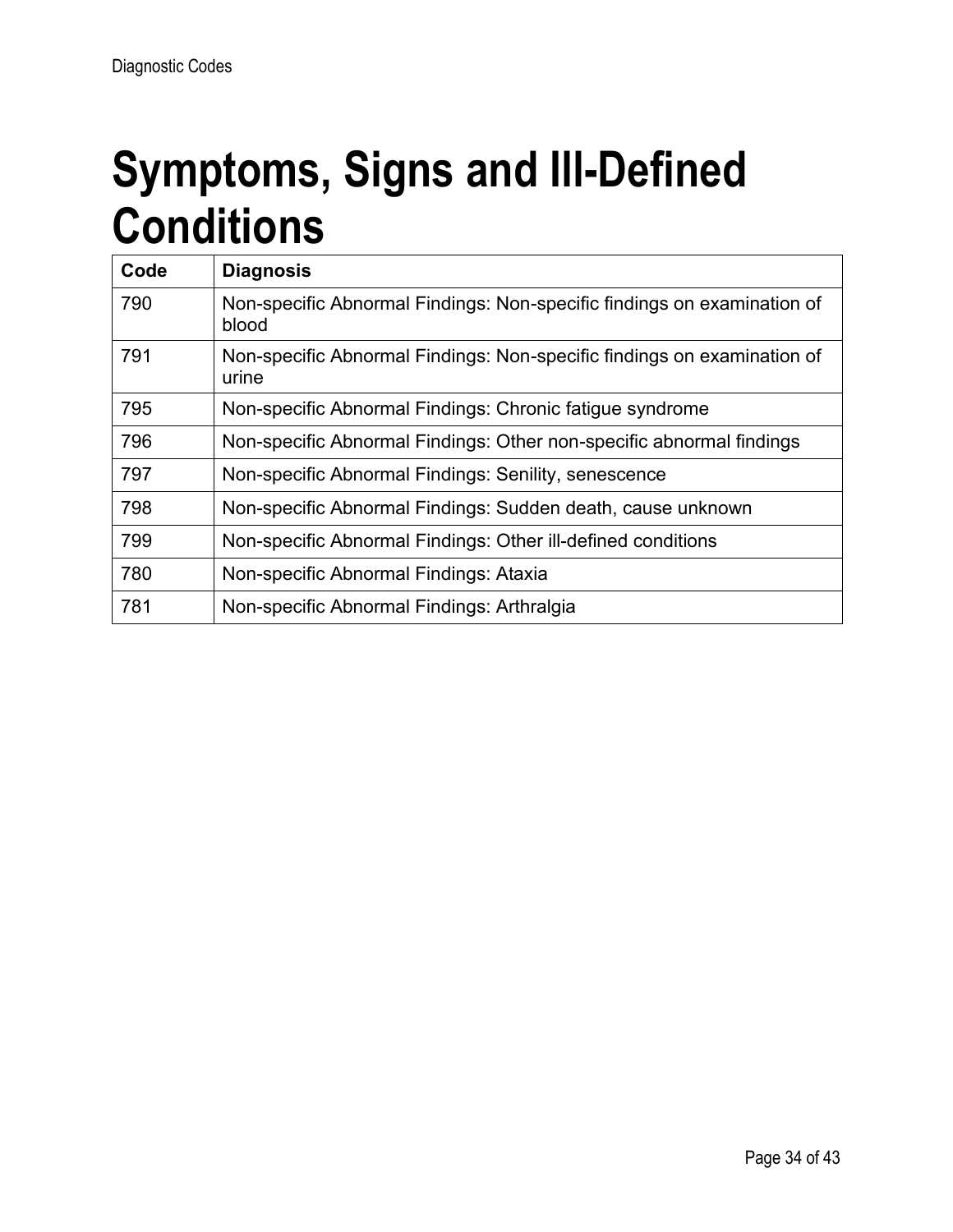# Symptoms, Signs and Ill-Defined Conditions

| Code | Diagnosis |
|---|---|
| 790 | Non-specific Abnormal Findings: Non-specific findings on examination of blood |
| 791 | Non-specific Abnormal Findings: Non-specific findings on examination of urine |
| 795 | Non-specific Abnormal Findings: Chronic fatigue syndrome |
| 796 | Non-specific Abnormal Findings: Other non-specific abnormal findings |
| 797 | Non-specific Abnormal Findings: Senility, senescence |
| 798 | Non-specific Abnormal Findings: Sudden death, cause unknown |
| 799 | Non-specific Abnormal Findings: Other ill-defined conditions |
| 780 | Non-specific Abnormal Findings: Ataxia |
| 781 | Non-specific Abnormal Findings: Arthralgia |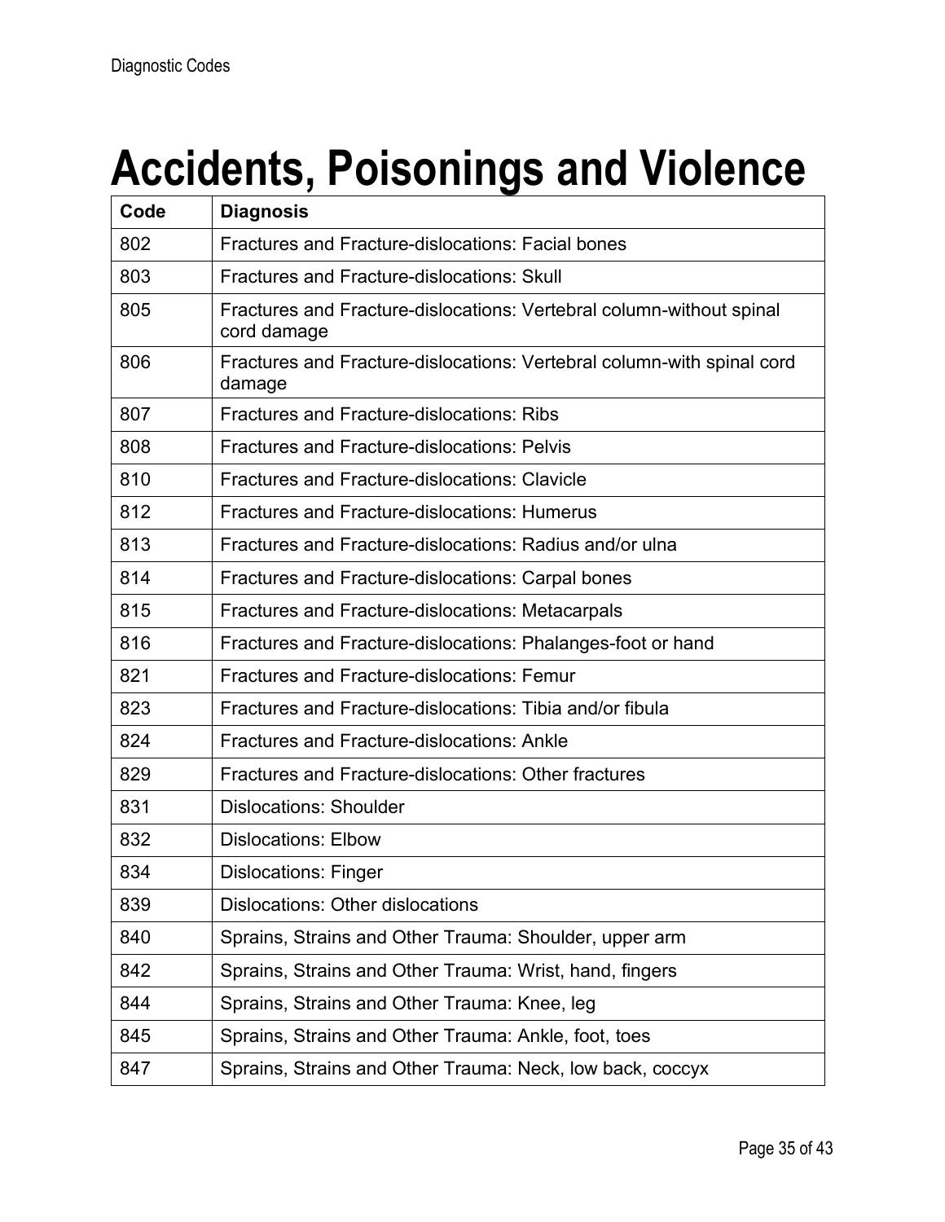# Accidents, Poisonings and Violence

| Code | Diagnosis |
|---|---|
| 802 | Fractures and Fracture-dislocations: Facial bones |
| 803 | Fractures and Fracture-dislocations: Skull |
| 805 | Fractures and Fracture-dislocations: Vertebral column-without spinal cord damage |
| 806 | Fractures and Fracture-dislocations: Vertebral column-with spinal cord damage |
| 807 | Fractures and Fracture-dislocations: Ribs |
| 808 | Fractures and Fracture-dislocations: Pelvis |
| 810 | Fractures and Fracture-dislocations: Clavicle |
| 812 | Fractures and Fracture-dislocations: Humerus |
| 813 | Fractures and Fracture-dislocations: Radius and/or ulna |
| 814 | Fractures and Fracture-dislocations: Carpal bones |
| 815 | Fractures and Fracture-dislocations: Metacarpals |
| 816 | Fractures and Fracture-dislocations: Phalanges-foot or hand |
| 821 | Fractures and Fracture-dislocations: Femur |
| 823 | Fractures and Fracture-dislocations: Tibia and/or fibula |
| 824 | Fractures and Fracture-dislocations: Ankle |
| 829 | Fractures and Fracture-dislocations: Other fractures |
| 831 | Dislocations: Shoulder |
| 832 | Dislocations: Elbow |
| 834 | Dislocations: Finger |
| 839 | Dislocations: Other dislocations |
| 840 | Sprains, Strains and Other Trauma: Shoulder, upper arm |
| 842 | Sprains, Strains and Other Trauma: Wrist, hand, fingers |
| 844 | Sprains, Strains and Other Trauma: Knee, leg |
| 845 | Sprains, Strains and Other Trauma: Ankle, foot, toes |
| 847 | Sprains, Strains and Other Trauma: Neck, low back, coccyx |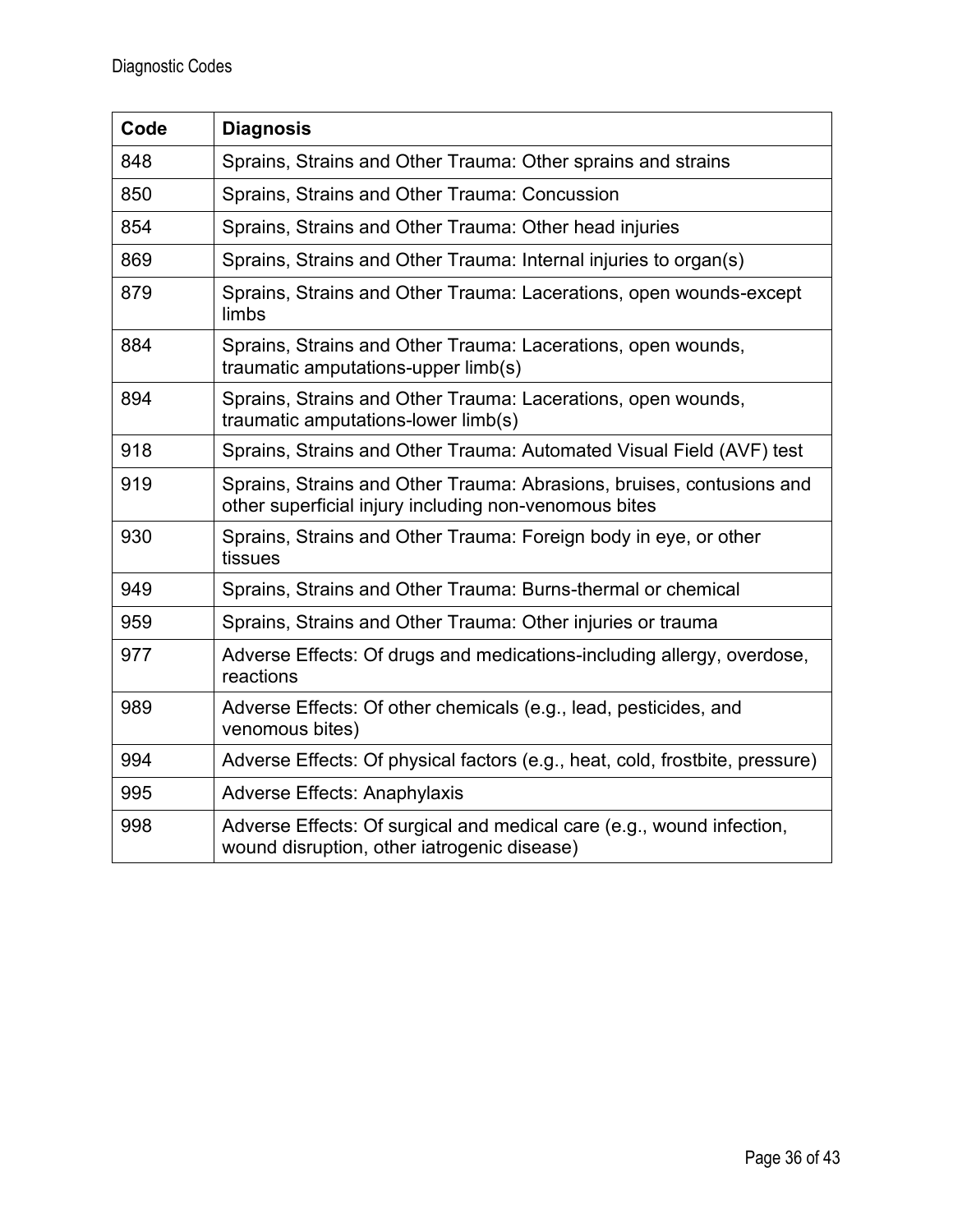| Code | Diagnosis |
|---|---|
| 848 | Sprains, Strains and Other Trauma: Other sprains and strains |
| 850 | Sprains, Strains and Other Trauma: Concussion |
| 854 | Sprains, Strains and Other Trauma: Other head injuries |
| 869 | Sprains, Strains and Other Trauma: Internal injuries to organ(s) |
| 879 | Sprains, Strains and Other Trauma: Lacerations, open wounds-except limbs |
| 884 | Sprains, Strains and Other Trauma: Lacerations, open wounds, traumatic amputations-upper limb(s) |
| 894 | Sprains, Strains and Other Trauma: Lacerations, open wounds, traumatic amputations-lower limb(s) |
| 918 | Sprains, Strains and Other Trauma: Automated Visual Field (AVF) test |
| 919 | Sprains, Strains and Other Trauma: Abrasions, bruises, contusions and other superficial injury including non-venomous bites |
| 930 | Sprains, Strains and Other Trauma: Foreign body in eye, or other tissues |
| 949 | Sprains, Strains and Other Trauma: Burns-thermal or chemical |
| 959 | Sprains, Strains and Other Trauma: Other injuries or trauma |
| 977 | Adverse Effects: Of drugs and medications-including allergy, overdose, reactions |
| 989 | Adverse Effects: Of other chemicals (e.g., lead, pesticides, and venomous bites) |
| 994 | Adverse Effects: Of physical factors (e.g., heat, cold, frostbite, pressure) |
| 995 | Adverse Effects: Anaphylaxis |
| 998 | Adverse Effects: Of surgical and medical care (e.g., wound infection, wound disruption, other iatrogenic disease) |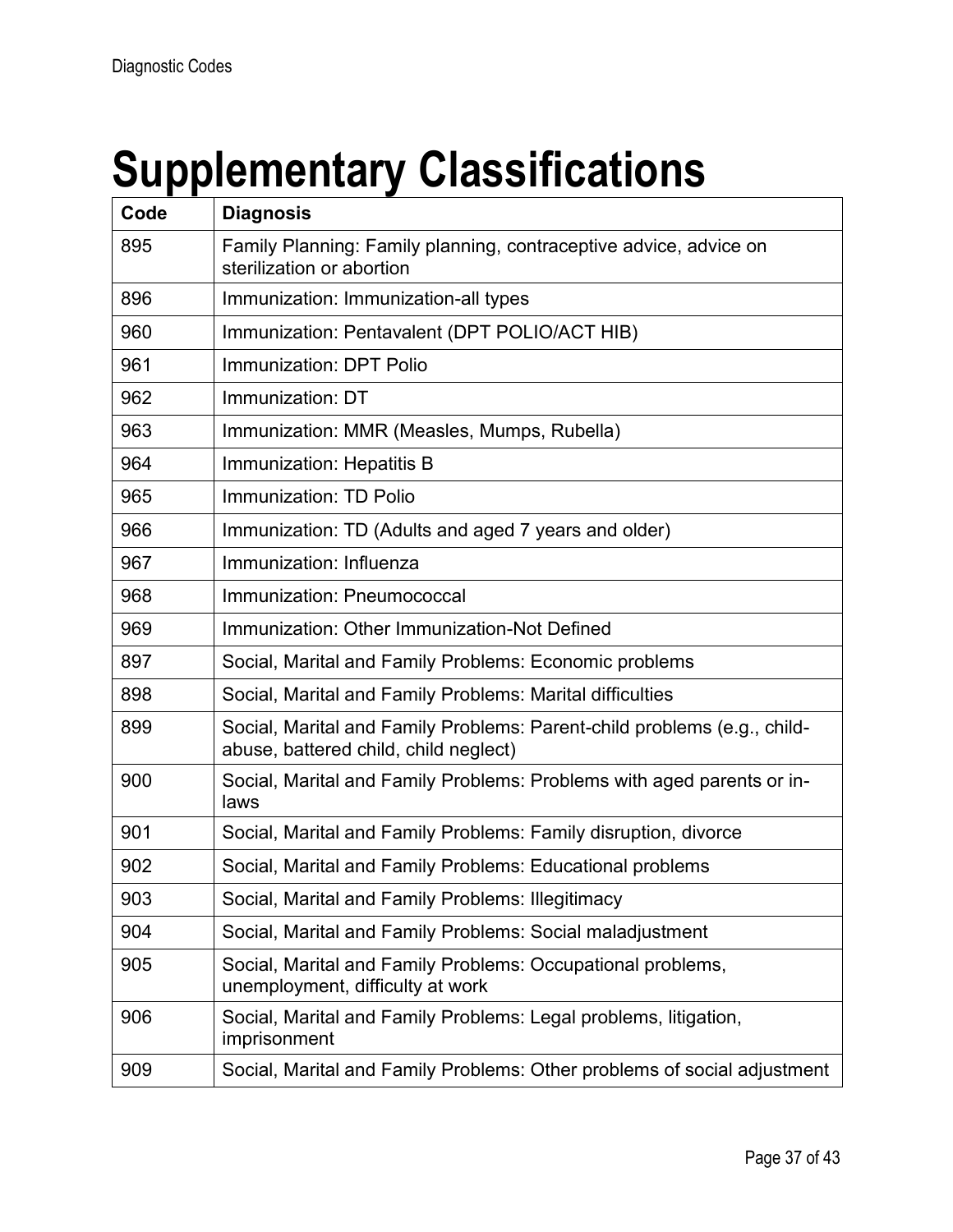# Supplementary Classifications

| Code | Diagnosis |
| --- | --- |
| 895 | Family Planning: Family planning, contraceptive advice, advice on sterilization or abortion |
| 896 | Immunization: Immunization-all types |
| 960 | Immunization: Pentavalent (DPT POLIO/ACT HIB) |
| 961 | Immunization: DPT Polio |
| 962 | Immunization: DT |
| 963 | Immunization: MMR (Measles, Mumps, Rubella) |
| 964 | Immunization: Hepatitis B |
| 965 | Immunization: TD Polio |
| 966 | Immunization: TD (Adults and aged 7 years and older) |
| 967 | Immunization: Influenza |
| 968 | Immunization: Pneumococcal |
| 969 | Immunization: Other Immunization-Not Defined |
| 897 | Social, Marital and Family Problems: Economic problems |
| 898 | Social, Marital and Family Problems: Marital difficulties |
| 899 | Social, Marital and Family Problems: Parent-child problems (e.g., child-abuse, battered child, child neglect) |
| 900 | Social, Marital and Family Problems: Problems with aged parents or in-laws |
| 901 | Social, Marital and Family Problems: Family disruption, divorce |
| 902 | Social, Marital and Family Problems: Educational problems |
| 903 | Social, Marital and Family Problems: Illegitimacy |
| 904 | Social, Marital and Family Problems: Social maladjustment |
| 905 | Social, Marital and Family Problems: Occupational problems, unemployment, difficulty at work |
| 906 | Social, Marital and Family Problems: Legal problems, litigation, imprisonment |
| 909 | Social, Marital and Family Problems: Other problems of social adjustment |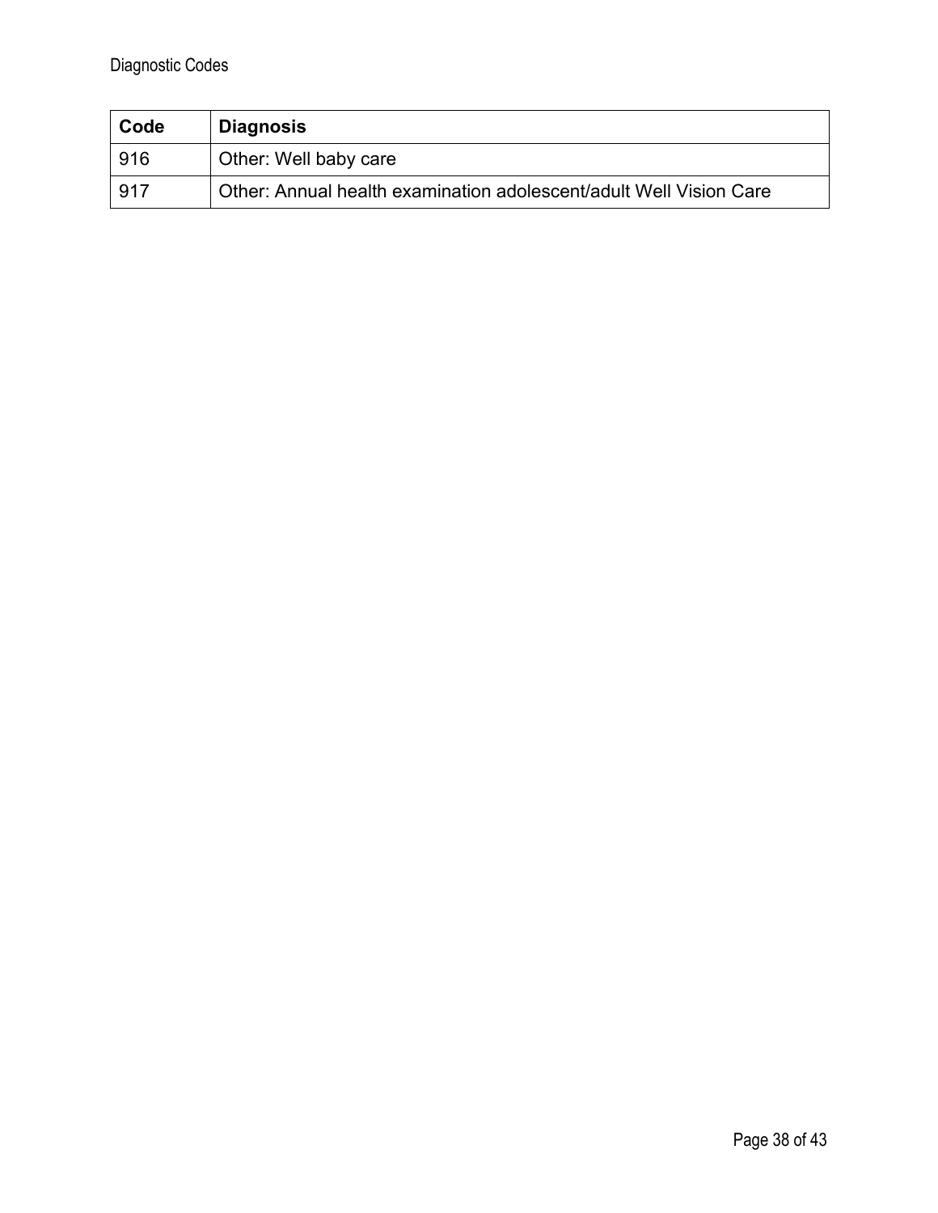| Code | Diagnosis |
|---|---|
| 916 | Other: Well baby care |
| 917 | Other: Annual health examination adolescent/adult Well Vision Care |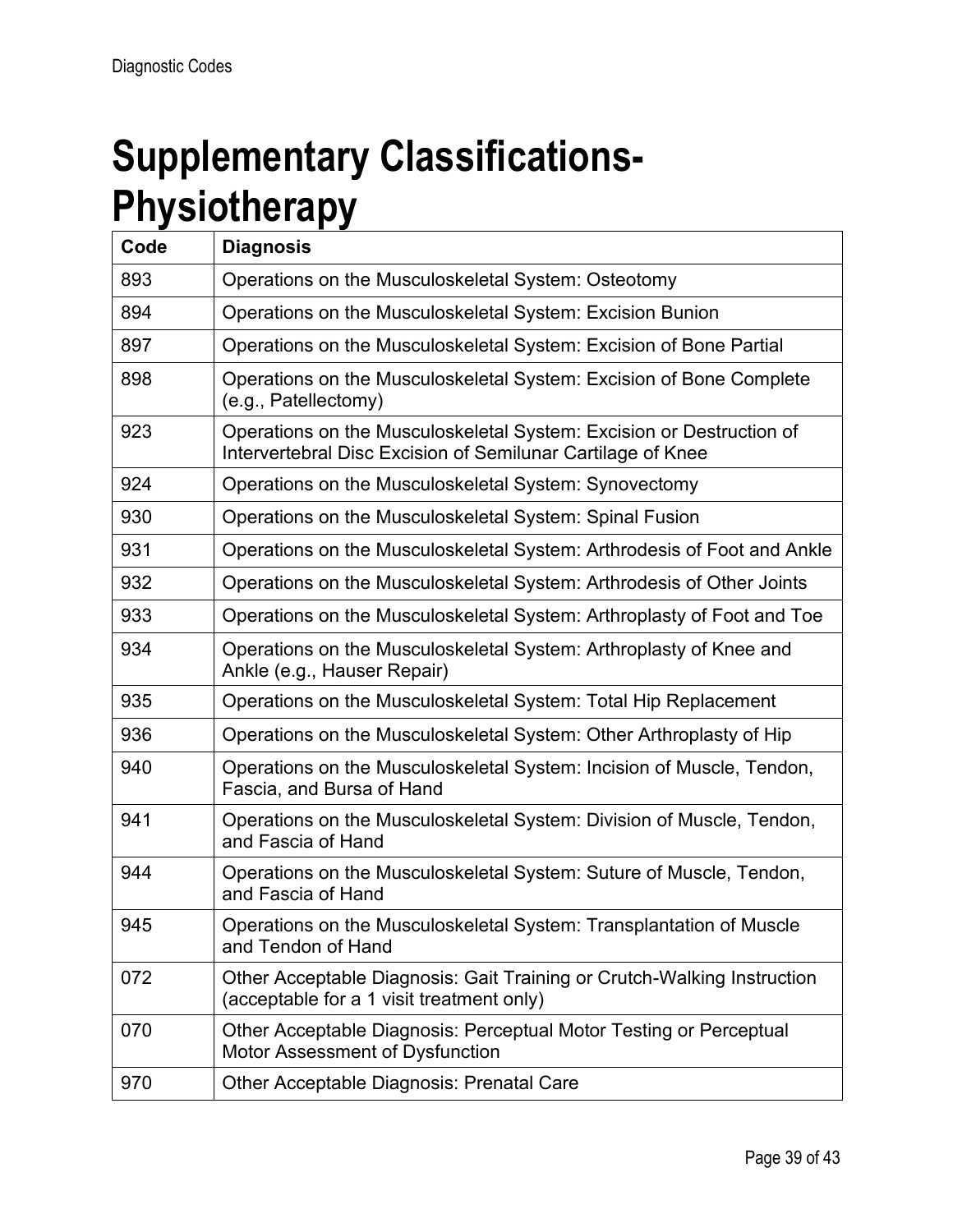# Supplementary Classifications-Physiotherapy

| Code | Diagnosis |
|---|---|
| 893 | Operations on the Musculoskeletal System: Osteotomy |
| 894 | Operations on the Musculoskeletal System: Excision Bunion |
| 897 | Operations on the Musculoskeletal System: Excision of Bone Partial |
| 898 | Operations on the Musculoskeletal System: Excision of Bone Complete (e.g., Patellectomy) |
| 923 | Operations on the Musculoskeletal System: Excision or Destruction of Intervertebral Disc Excision of Semilunar Cartilage of Knee |
| 924 | Operations on the Musculoskeletal System: Synovectomy |
| 930 | Operations on the Musculoskeletal System: Spinal Fusion |
| 931 | Operations on the Musculoskeletal System: Arthrodesis of Foot and Ankle |
| 932 | Operations on the Musculoskeletal System: Arthrodesis of Other Joints |
| 933 | Operations on the Musculoskeletal System: Arthroplasty of Foot and Toe |
| 934 | Operations on the Musculoskeletal System: Arthroplasty of Knee and Ankle (e.g., Hauser Repair) |
| 935 | Operations on the Musculoskeletal System: Total Hip Replacement |
| 936 | Operations on the Musculoskeletal System: Other Arthroplasty of Hip |
| 940 | Operations on the Musculoskeletal System: Incision of Muscle, Tendon, Fascia, and Bursa of Hand |
| 941 | Operations on the Musculoskeletal System: Division of Muscle, Tendon, and Fascia of Hand |
| 944 | Operations on the Musculoskeletal System: Suture of Muscle, Tendon, and Fascia of Hand |
| 945 | Operations on the Musculoskeletal System: Transplantation of Muscle and Tendon of Hand |
| 072 | Other Acceptable Diagnosis: Gait Training or Crutch-Walking Instruction (acceptable for a 1 visit treatment only) |
| 070 | Other Acceptable Diagnosis: Perceptual Motor Testing or Perceptual Motor Assessment of Dysfunction |
| 970 | Other Acceptable Diagnosis: Prenatal Care |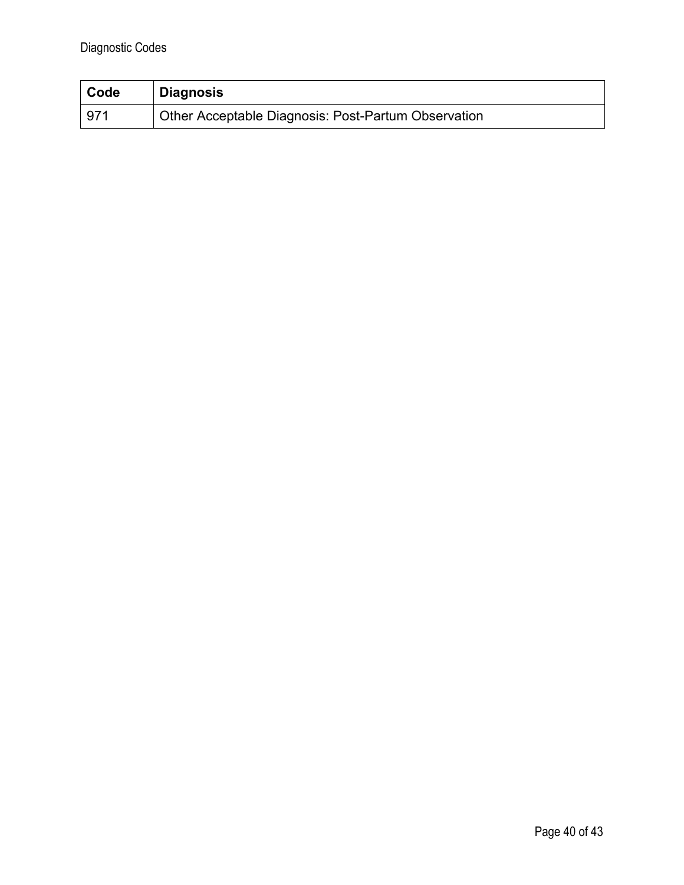| Code | Diagnosis |
| --- | --- |
| 971 | Other Acceptable Diagnosis: Post-Partum Observation |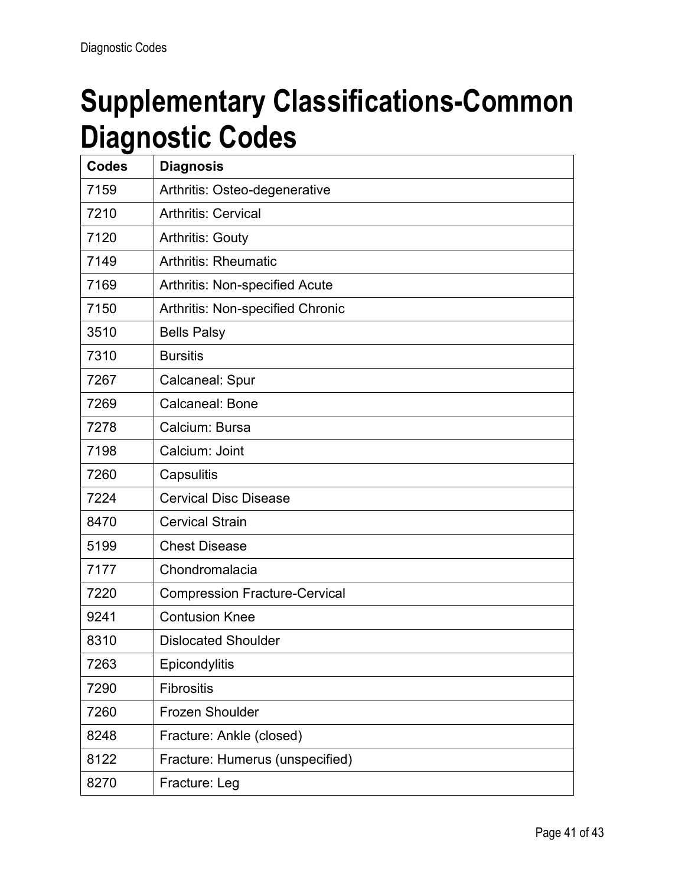# Supplementary Classifications-Common Diagnostic Codes

| Codes | Diagnosis |
|---|---|
| 7159 | Arthritis: Osteo-degenerative |
| 7210 | Arthritis: Cervical |
| 7120 | Arthritis: Gouty |
| 7149 | Arthritis: Rheumatic |
| 7169 | Arthritis: Non-specified Acute |
| 7150 | Arthritis: Non-specified Chronic |
| 3510 | Bells Palsy |
| 7310 | Bursitis |
| 7267 | Calcaneal: Spur |
| 7269 | Calcaneal: Bone |
| 7278 | Calcium: Bursa |
| 7198 | Calcium: Joint |
| 7260 | Capsulitis |
| 7224 | Cervical Disc Disease |
| 8470 | Cervical Strain |
| 5199 | Chest Disease |
| 7177 | Chondromalacia |
| 7220 | Compression Fracture-Cervical |
| 9241 | Contusion Knee |
| 8310 | Dislocated Shoulder |
| 7263 | Epicondylitis |
| 7290 | Fibrositis |
| 7260 | Frozen Shoulder |
| 8248 | Fracture: Ankle (closed) |
| 8122 | Fracture: Humerus (unspecified) |
| 8270 | Fracture: Leg |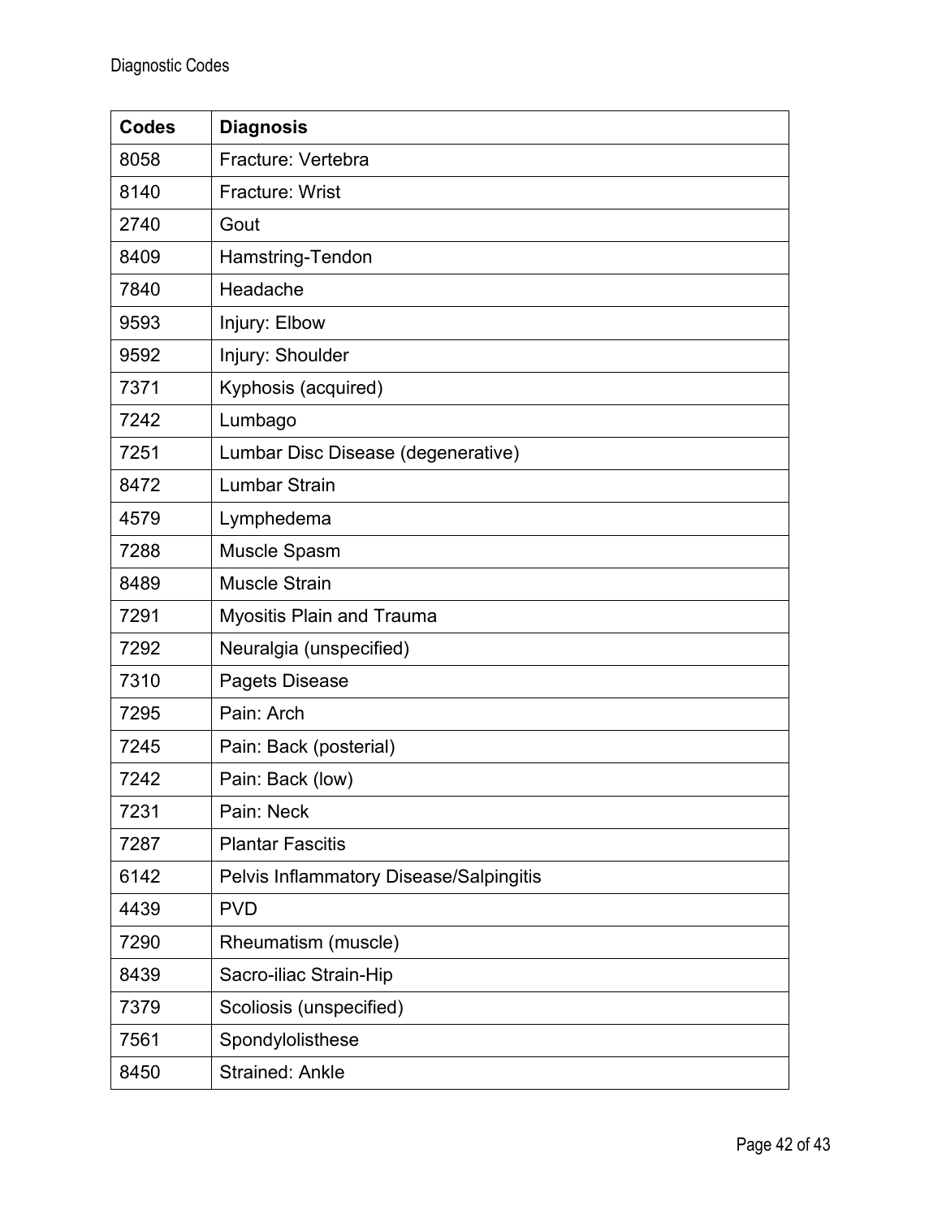Diagnostic Codes

| Codes | Diagnosis |
| --- | --- |
| 8058 | Fracture: Vertebra |
| 8140 | Fracture: Wrist |
| 2740 | Gout |
| 8409 | Hamstring-Tendon |
| 7840 | Headache |
| 9593 | Injury: Elbow |
| 9592 | Injury: Shoulder |
| 7371 | Kyphosis (acquired) |
| 7242 | Lumbago |
| 7251 | Lumbar Disc Disease (degenerative) |
| 8472 | Lumbar Strain |
| 4579 | Lymphedema |
| 7288 | Muscle Spasm |
| 8489 | Muscle Strain |
| 7291 | Myositis Plain and Trauma |
| 7292 | Neuralgia (unspecified) |
| 7310 | Pagets Disease |
| 7295 | Pain: Arch |
| 7245 | Pain: Back (posterial) |
| 7242 | Pain: Back (low) |
| 7231 | Pain: Neck |
| 7287 | Plantar Fascitis |
| 6142 | Pelvis Inflammatory Disease/Salpingitis |
| 4439 | PVD |
| 7290 | Rheumatism (muscle) |
| 8439 | Sacro-iliac Strain-Hip |
| 7379 | Scoliosis (unspecified) |
| 7561 | Spondylolisthese |
| 8450 | Strained: Ankle |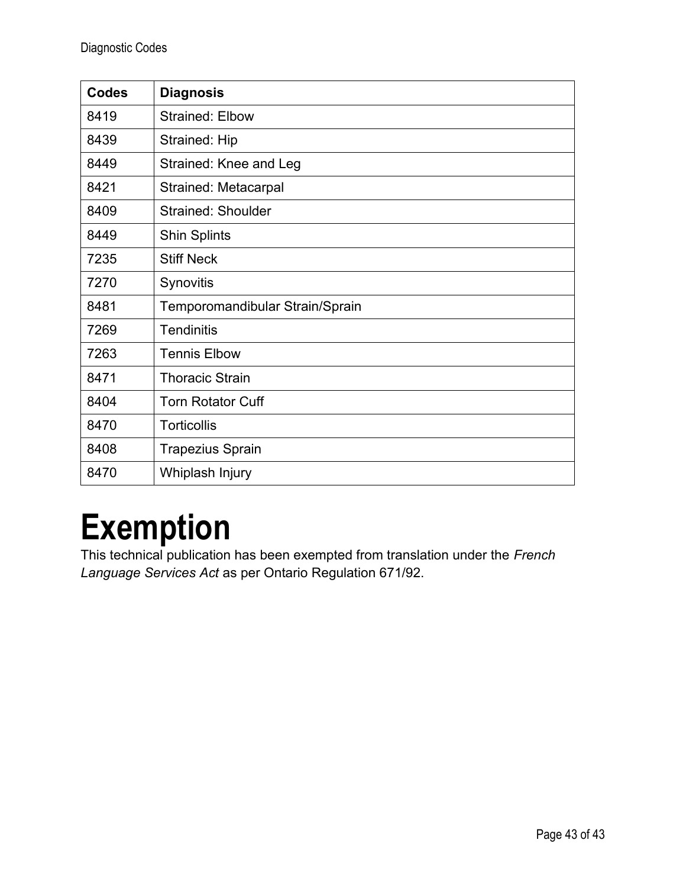| Codes | Diagnosis |
|---|---|
| 8419 | Strained: Elbow |
| 8439 | Strained: Hip |
| 8449 | Strained: Knee and Leg |
| 8421 | Strained: Metacarpal |
| 8409 | Strained: Shoulder |
| 8449 | Shin Splints |
| 7235 | Stiff Neck |
| 7270 | Synovitis |
| 8481 | Temporomandibular Strain/Sprain |
| 7269 | Tendinitis |
| 7263 | Tennis Elbow |
| 8471 | Thoracic Strain |
| 8404 | Torn Rotator Cuff |
| 8470 | Torticollis |
| 8408 | Trapezius Sprain |
| 8470 | Whiplash Injury |

# Exemption

This technical publication has been exempted from translation under the *French Language Services Act* as per Ontario Regulation 671/92.